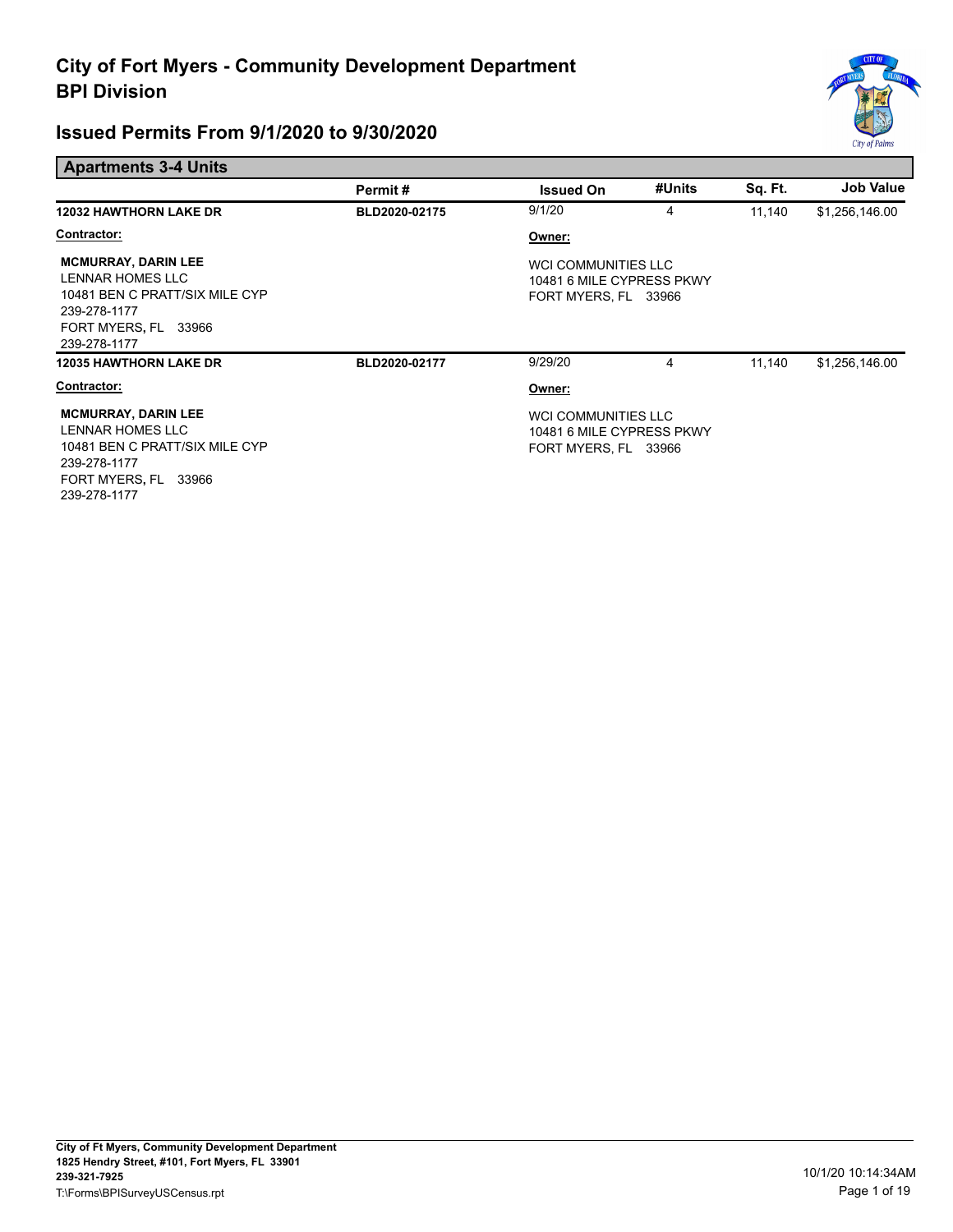# City of Fort Myers - Community Development Department
# BPI Division

## Issued Permits From 9/1/2020 to 9/30/2020

### Apartments 3-4 Units

| | Permit # | Issued On | #Units | Sq. Ft. | Job Value |
|---|---|---|---|---|---|
| **12032 HAWTHORN LAKE DR** | **BLD2020-02175** | 9/1/20 | 4 | 11,140 | $1,256,146.00 |

**Contractor:**

**MCMURRAY, DARIN LEE**
LENNAR HOMES LLC
10481 BEN C PRATT/SIX MILE CYP
239-278-1177
FORT MYERS, FL 33966
239-278-1177

**Owner:**

WCI COMMUNITIES LLC
10481 6 MILE CYPRESS PKWY
FORT MYERS, FL 33966

| | Permit # | Issued On | #Units | Sq. Ft. | Job Value |
|---|---|---|---|---|---|
| **12035 HAWTHORN LAKE DR** | **BLD2020-02177** | 9/29/20 | 4 | 11,140 | $1,256,146.00 |

**Contractor:**

**MCMURRAY, DARIN LEE**
LENNAR HOMES LLC
10481 BEN C PRATT/SIX MILE CYP
239-278-1177
FORT MYERS, FL 33966
239-278-1177

**Owner:**

WCI COMMUNITIES LLC
10481 6 MILE CYPRESS PKWY
FORT MYERS, FL 33966

**City of Ft Myers, Community Development Department**
**1825 Hendry Street, #101, Fort Myers, FL 33901**
**239-321-7925**
T:\Forms\BPISurveyUSCensus.rpt

10/1/20 10:14:34AM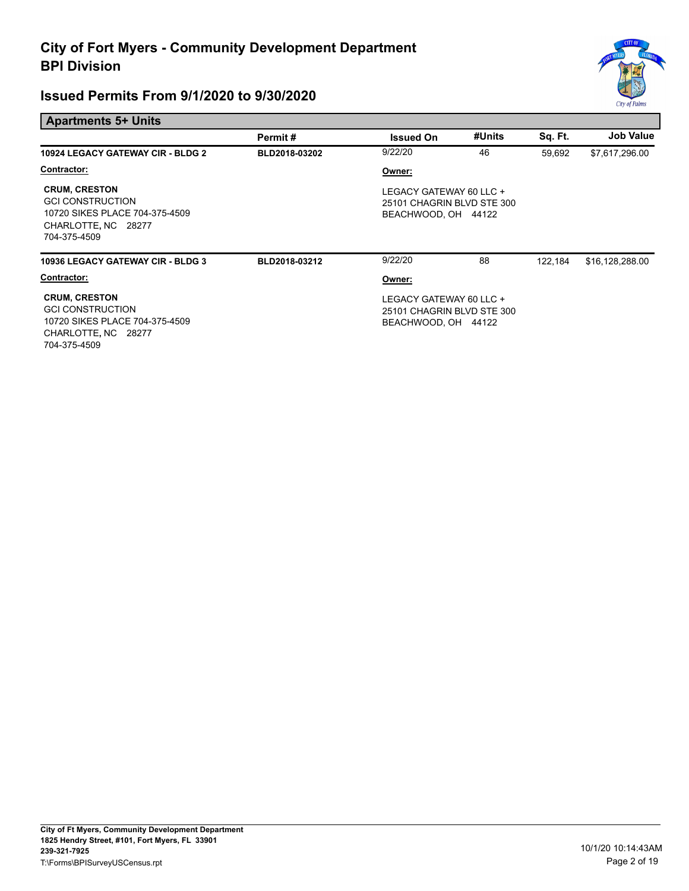# City of Fort Myers - Community Development Department
## BPI Division

## Issued Permits From 9/1/2020 to 9/30/2020

### Apartments 5+ Units

| | Permit # | Issued On | #Units | Sq. Ft. | Job Value |
|---|---|---|---|---|---|
| **10924 LEGACY GATEWAY CIR - BLDG 2** | **BLD2018-03202** | 9/22/20 | 46 | 59,692 | $7,617,296.00 |

**Contractor:**

**CRUM, CRESTON**
GCI CONSTRUCTION
10720 SIKES PLACE 704-375-4509
CHARLOTTE, NC 28277
704-375-4509

**Owner:**

LEGACY GATEWAY 60 LLC +
25101 CHAGRIN BLVD STE 300
BEACHWOOD, OH 44122

| | Permit # | Issued On | #Units | Sq. Ft. | Job Value |
|---|---|---|---|---|---|
| **10936 LEGACY GATEWAY CIR - BLDG 3** | **BLD2018-03212** | 9/22/20 | 88 | 122,184 | $16,128,288.00 |

**Contractor:**

**CRUM, CRESTON**
GCI CONSTRUCTION
10720 SIKES PLACE 704-375-4509
CHARLOTTE, NC 28277
704-375-4509

**Owner:**

LEGACY GATEWAY 60 LLC +
25101 CHAGRIN BLVD STE 300
BEACHWOOD, OH 44122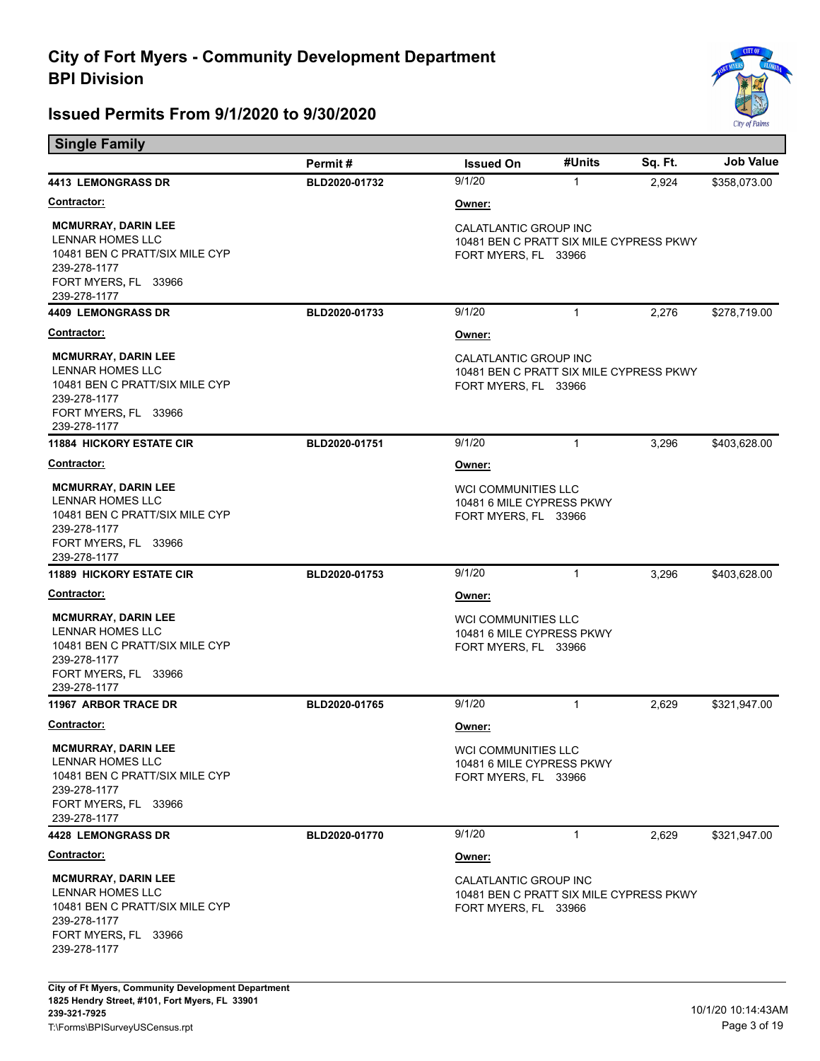# City of Fort Myers - Community Development Department
# BPI Division

## Issued Permits From 9/1/2020 to 9/30/2020

### Single Family

| | Permit # | Issued On | #Units | Sq. Ft. | Job Value |
|---|---|---|---|---|---|
| **4413 LEMONGRASS DR** | BLD2020-01732 | 9/1/20 | 1 | 2,924 | $358,073.00 |

**Contractor:**
**MCMURRAY, DARIN LEE**
LENNAR HOMES LLC
10481 BEN C PRATT/SIX MILE CYP
239-278-1177
FORT MYERS, FL 33966
239-278-1177

**Owner:**
CALATLANTIC GROUP INC
10481 BEN C PRATT SIX MILE CYPRESS PKWY
FORT MYERS, FL 33966

| | Permit # | Issued On | #Units | Sq. Ft. | Job Value |
|---|---|---|---|---|---|
| **4409 LEMONGRASS DR** | BLD2020-01733 | 9/1/20 | 1 | 2,276 | $278,719.00 |

**Contractor:**
**MCMURRAY, DARIN LEE**
LENNAR HOMES LLC
10481 BEN C PRATT/SIX MILE CYP
239-278-1177
FORT MYERS, FL 33966
239-278-1177

**Owner:**
CALATLANTIC GROUP INC
10481 BEN C PRATT SIX MILE CYPRESS PKWY
FORT MYERS, FL 33966

| | Permit # | Issued On | #Units | Sq. Ft. | Job Value |
|---|---|---|---|---|---|
| **11884 HICKORY ESTATE CIR** | BLD2020-01751 | 9/1/20 | 1 | 3,296 | $403,628.00 |

**Contractor:**
**MCMURRAY, DARIN LEE**
LENNAR HOMES LLC
10481 BEN C PRATT/SIX MILE CYP
239-278-1177
FORT MYERS, FL 33966
239-278-1177

**Owner:**
WCI COMMUNITIES LLC
10481 6 MILE CYPRESS PKWY
FORT MYERS, FL 33966

| | Permit # | Issued On | #Units | Sq. Ft. | Job Value |
|---|---|---|---|---|---|
| **11889 HICKORY ESTATE CIR** | BLD2020-01753 | 9/1/20 | 1 | 3,296 | $403,628.00 |

**Contractor:**
**MCMURRAY, DARIN LEE**
LENNAR HOMES LLC
10481 BEN C PRATT/SIX MILE CYP
239-278-1177
FORT MYERS, FL 33966
239-278-1177

**Owner:**
WCI COMMUNITIES LLC
10481 6 MILE CYPRESS PKWY
FORT MYERS, FL 33966

| | Permit # | Issued On | #Units | Sq. Ft. | Job Value |
|---|---|---|---|---|---|
| **11967 ARBOR TRACE DR** | BLD2020-01765 | 9/1/20 | 1 | 2,629 | $321,947.00 |

**Contractor:**
**MCMURRAY, DARIN LEE**
LENNAR HOMES LLC
10481 BEN C PRATT/SIX MILE CYP
239-278-1177
FORT MYERS, FL 33966
239-278-1177

**Owner:**
WCI COMMUNITIES LLC
10481 6 MILE CYPRESS PKWY
FORT MYERS, FL 33966

| | Permit # | Issued On | #Units | Sq. Ft. | Job Value |
|---|---|---|---|---|---|
| **4428 LEMONGRASS DR** | BLD2020-01770 | 9/1/20 | 1 | 2,629 | $321,947.00 |

**Contractor:**
**MCMURRAY, DARIN LEE**
LENNAR HOMES LLC
10481 BEN C PRATT/SIX MILE CYP
239-278-1177
FORT MYERS, FL 33966
239-278-1177

**Owner:**
CALATLANTIC GROUP INC
10481 BEN C PRATT SIX MILE CYPRESS PKWY
FORT MYERS, FL 33966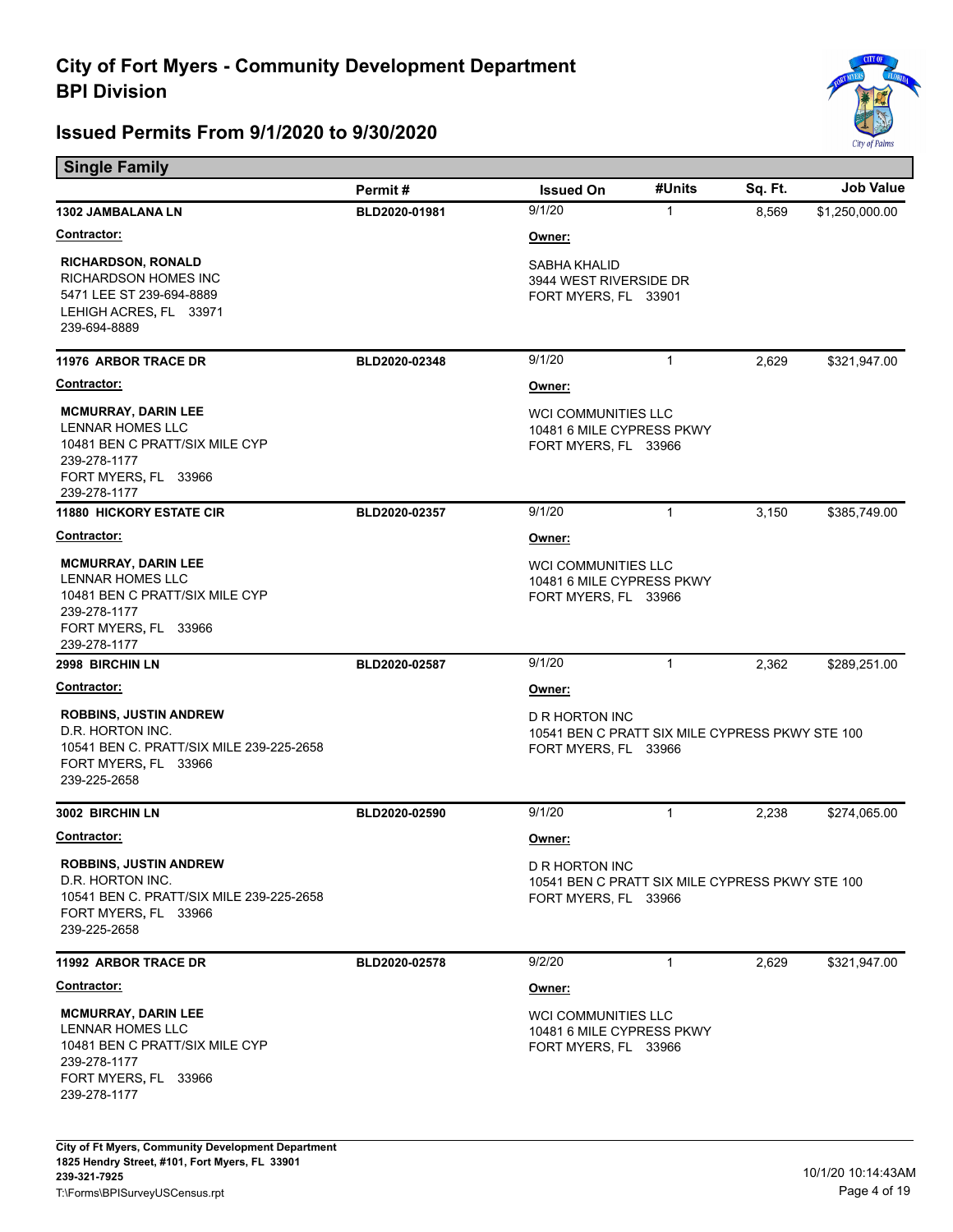# City of Fort Myers - Community Development Department
## BPI Division

## Issued Permits From 9/1/2020 to 9/30/2020

### Single Family

| | Permit # | Issued On | #Units | Sq. Ft. | Job Value |
|---|---|---|---|---|---|
| **1302 JAMBALANA LN** | BLD2020-01981 | 9/1/20 | 1 | 8,569 | $1,250,000.00 |

**Contractor:**
**RICHARDSON, RONALD**
RICHARDSON HOMES INC
5471 LEE ST 239-694-8889
LEHIGH ACRES, FL 33971
239-694-8889

**Owner:**
SABHA KHALID
3944 WEST RIVERSIDE DR
FORT MYERS, FL 33901

| | Permit # | Issued On | #Units | Sq. Ft. | Job Value |
|---|---|---|---|---|---|
| **11976 ARBOR TRACE DR** | BLD2020-02348 | 9/1/20 | 1 | 2,629 | $321,947.00 |

**Contractor:**
**MCMURRAY, DARIN LEE**
LENNAR HOMES LLC
10481 BEN C PRATT/SIX MILE CYP
239-278-1177
FORT MYERS, FL 33966
239-278-1177

**Owner:**
WCI COMMUNITIES LLC
10481 6 MILE CYPRESS PKWY
FORT MYERS, FL 33966

| | Permit # | Issued On | #Units | Sq. Ft. | Job Value |
|---|---|---|---|---|---|
| **11880 HICKORY ESTATE CIR** | BLD2020-02357 | 9/1/20 | 1 | 3,150 | $385,749.00 |

**Contractor:**
**MCMURRAY, DARIN LEE**
LENNAR HOMES LLC
10481 BEN C PRATT/SIX MILE CYP
239-278-1177
FORT MYERS, FL 33966
239-278-1177

**Owner:**
WCI COMMUNITIES LLC
10481 6 MILE CYPRESS PKWY
FORT MYERS, FL 33966

| | Permit # | Issued On | #Units | Sq. Ft. | Job Value |
|---|---|---|---|---|---|
| **2998 BIRCHIN LN** | BLD2020-02587 | 9/1/20 | 1 | 2,362 | $289,251.00 |

**Contractor:**
**ROBBINS, JUSTIN ANDREW**
D.R. HORTON INC.
10541 BEN C. PRATT/SIX MILE 239-225-2658
FORT MYERS, FL 33966
239-225-2658

**Owner:**
D R HORTON INC
10541 BEN C PRATT SIX MILE CYPRESS PKWY STE 100
FORT MYERS, FL 33966

| | Permit # | Issued On | #Units | Sq. Ft. | Job Value |
|---|---|---|---|---|---|
| **3002 BIRCHIN LN** | BLD2020-02590 | 9/1/20 | 1 | 2,238 | $274,065.00 |

**Contractor:**
**ROBBINS, JUSTIN ANDREW**
D.R. HORTON INC.
10541 BEN C. PRATT/SIX MILE 239-225-2658
FORT MYERS, FL 33966
239-225-2658

**Owner:**
D R HORTON INC
10541 BEN C PRATT SIX MILE CYPRESS PKWY STE 100
FORT MYERS, FL 33966

| | Permit # | Issued On | #Units | Sq. Ft. | Job Value |
|---|---|---|---|---|---|
| **11992 ARBOR TRACE DR** | BLD2020-02578 | 9/2/20 | 1 | 2,629 | $321,947.00 |

**Contractor:**
**MCMURRAY, DARIN LEE**
LENNAR HOMES LLC
10481 BEN C PRATT/SIX MILE CYP
239-278-1177
FORT MYERS, FL 33966
239-278-1177

**Owner:**
WCI COMMUNITIES LLC
10481 6 MILE CYPRESS PKWY
FORT MYERS, FL 33966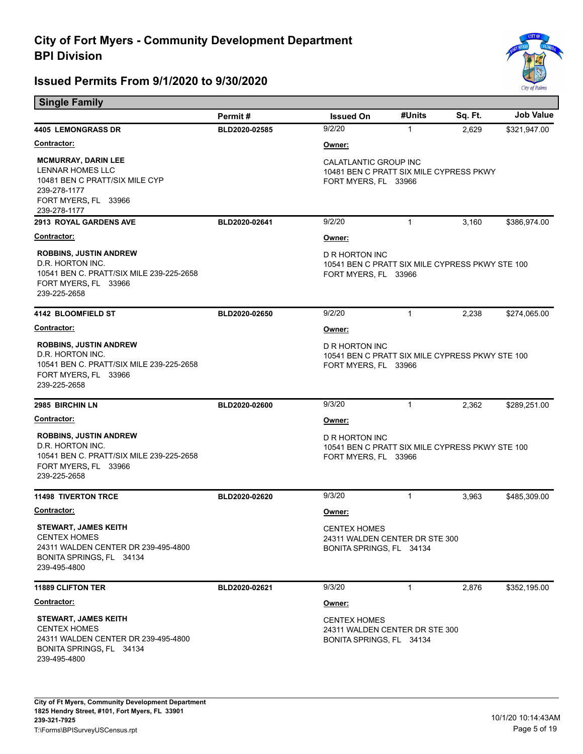# City of Fort Myers - Community Development Department
## BPI Division

## Issued Permits From 9/1/2020 to 9/30/2020

### Single Family

| | Permit # | Issued On | #Units | Sq. Ft. | Job Value |
|---|---|---|---|---|---|
| **4405 LEMONGRASS DR** | BLD2020-02585 | 9/2/20 | 1 | 2,629 | $321,947.00 |

**Contractor:**
MCMURRAY, DARIN LEE
LENNAR HOMES LLC
10481 BEN C PRATT/SIX MILE CYP
239-278-1177
FORT MYERS, FL 33966
239-278-1177

**Owner:**
CALATLANTIC GROUP INC
10481 BEN C PRATT SIX MILE CYPRESS PKWY
FORT MYERS, FL 33966

| | Permit # | Issued On | #Units | Sq. Ft. | Job Value |
|---|---|---|---|---|---|
| **2913 ROYAL GARDENS AVE** | BLD2020-02641 | 9/2/20 | 1 | 3,160 | $386,974.00 |

**Contractor:**
ROBBINS, JUSTIN ANDREW
D.R. HORTON INC.
10541 BEN C. PRATT/SIX MILE 239-225-2658
FORT MYERS, FL 33966
239-225-2658

**Owner:**
D R HORTON INC
10541 BEN C PRATT SIX MILE CYPRESS PKWY STE 100
FORT MYERS, FL 33966

| | Permit # | Issued On | #Units | Sq. Ft. | Job Value |
|---|---|---|---|---|---|
| **4142 BLOOMFIELD ST** | BLD2020-02650 | 9/2/20 | 1 | 2,238 | $274,065.00 |

**Contractor:**
ROBBINS, JUSTIN ANDREW
D.R. HORTON INC.
10541 BEN C. PRATT/SIX MILE 239-225-2658
FORT MYERS, FL 33966
239-225-2658

**Owner:**
D R HORTON INC
10541 BEN C PRATT SIX MILE CYPRESS PKWY STE 100
FORT MYERS, FL 33966

| | Permit # | Issued On | #Units | Sq. Ft. | Job Value |
|---|---|---|---|---|---|
| **2985 BIRCHIN LN** | BLD2020-02600 | 9/3/20 | 1 | 2,362 | $289,251.00 |

**Contractor:**
ROBBINS, JUSTIN ANDREW
D.R. HORTON INC.
10541 BEN C. PRATT/SIX MILE 239-225-2658
FORT MYERS, FL 33966
239-225-2658

**Owner:**
D R HORTON INC
10541 BEN C PRATT SIX MILE CYPRESS PKWY STE 100
FORT MYERS, FL 33966

| | Permit # | Issued On | #Units | Sq. Ft. | Job Value |
|---|---|---|---|---|---|
| **11498 TIVERTON TRCE** | BLD2020-02620 | 9/3/20 | 1 | 3,963 | $485,309.00 |

**Contractor:**
STEWART, JAMES KEITH
CENTEX HOMES
24311 WALDEN CENTER DR 239-495-4800
BONITA SPRINGS, FL 34134
239-495-4800

**Owner:**
CENTEX HOMES
24311 WALDEN CENTER DR STE 300
BONITA SPRINGS, FL 34134

| | Permit # | Issued On | #Units | Sq. Ft. | Job Value |
|---|---|---|---|---|---|
| **11889 CLIFTON TER** | BLD2020-02621 | 9/3/20 | 1 | 2,876 | $352,195.00 |

**Contractor:**
STEWART, JAMES KEITH
CENTEX HOMES
24311 WALDEN CENTER DR 239-495-4800
BONITA SPRINGS, FL 34134
239-495-4800

**Owner:**
CENTEX HOMES
24311 WALDEN CENTER DR STE 300
BONITA SPRINGS, FL 34134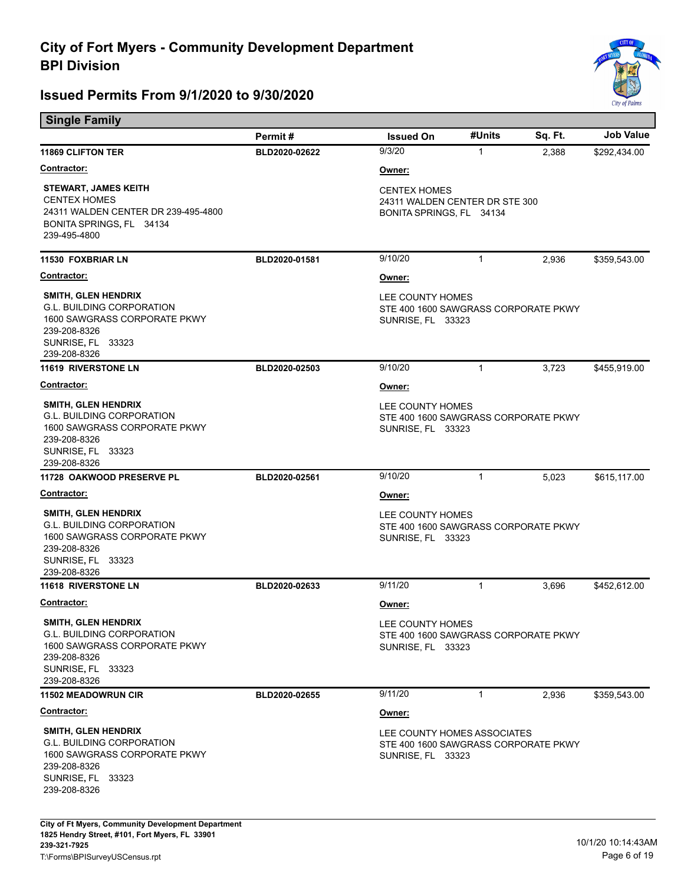# City of Fort Myers - Community Development Department
## BPI Division

## Issued Permits From 9/1/2020 to 9/30/2020

### Single Family

| | Permit # | Issued On | #Units | Sq. Ft. | Job Value |
|---|---|---|---|---|---|
| **11869 CLIFTON TER** | BLD2020-02622 | 9/3/20 | 1 | 2,388 | $292,434.00 |
| **11530 FOXBRIAR LN** | BLD2020-01581 | 9/10/20 | 1 | 2,936 | $359,543.00 |
| **11619 RIVERSTONE LN** | BLD2020-02503 | 9/10/20 | 1 | 3,723 | $455,919.00 |
| **11728 OAKWOOD PRESERVE PL** | BLD2020-02561 | 9/10/20 | 1 | 5,023 | $615,117.00 |
| **11618 RIVERSTONE LN** | BLD2020-02633 | 9/11/20 | 1 | 3,696 | $452,612.00 |
| **11502 MEADOWRUN CIR** | BLD2020-02655 | 9/11/20 | 1 | 2,936 | $359,543.00 |

**11869 CLIFTON TER** — BLD2020-02622

**Contractor:**
STEWART, JAMES KEITH
CENTEX HOMES
24311 WALDEN CENTER DR 239-495-4800
BONITA SPRINGS, FL 34134
239-495-4800

**Owner:**
CENTEX HOMES
24311 WALDEN CENTER DR STE 300
BONITA SPRINGS, FL 34134

**11530 FOXBRIAR LN** — BLD2020-01581

**Contractor:**
SMITH, GLEN HENDRIX
G.L. BUILDING CORPORATION
1600 SAWGRASS CORPORATE PKWY
239-208-8326
SUNRISE, FL 33323
239-208-8326

**Owner:**
LEE COUNTY HOMES
STE 400 1600 SAWGRASS CORPORATE PKWY
SUNRISE, FL 33323

**11619 RIVERSTONE LN** — BLD2020-02503

**Contractor:**
SMITH, GLEN HENDRIX
G.L. BUILDING CORPORATION
1600 SAWGRASS CORPORATE PKWY
239-208-8326
SUNRISE, FL 33323
239-208-8326

**Owner:**
LEE COUNTY HOMES
STE 400 1600 SAWGRASS CORPORATE PKWY
SUNRISE, FL 33323

**11728 OAKWOOD PRESERVE PL** — BLD2020-02561

**Contractor:**
SMITH, GLEN HENDRIX
G.L. BUILDING CORPORATION
1600 SAWGRASS CORPORATE PKWY
239-208-8326
SUNRISE, FL 33323
239-208-8326

**Owner:**
LEE COUNTY HOMES
STE 400 1600 SAWGRASS CORPORATE PKWY
SUNRISE, FL 33323

**11618 RIVERSTONE LN** — BLD2020-02633

**Contractor:**
SMITH, GLEN HENDRIX
G.L. BUILDING CORPORATION
1600 SAWGRASS CORPORATE PKWY
239-208-8326
SUNRISE, FL 33323
239-208-8326

**Owner:**
LEE COUNTY HOMES
STE 400 1600 SAWGRASS CORPORATE PKWY
SUNRISE, FL 33323

**11502 MEADOWRUN CIR** — BLD2020-02655

**Contractor:**
SMITH, GLEN HENDRIX
G.L. BUILDING CORPORATION
1600 SAWGRASS CORPORATE PKWY
239-208-8326
SUNRISE, FL 33323
239-208-8326

**Owner:**
LEE COUNTY HOMES ASSOCIATES
STE 400 1600 SAWGRASS CORPORATE PKWY
SUNRISE, FL 33323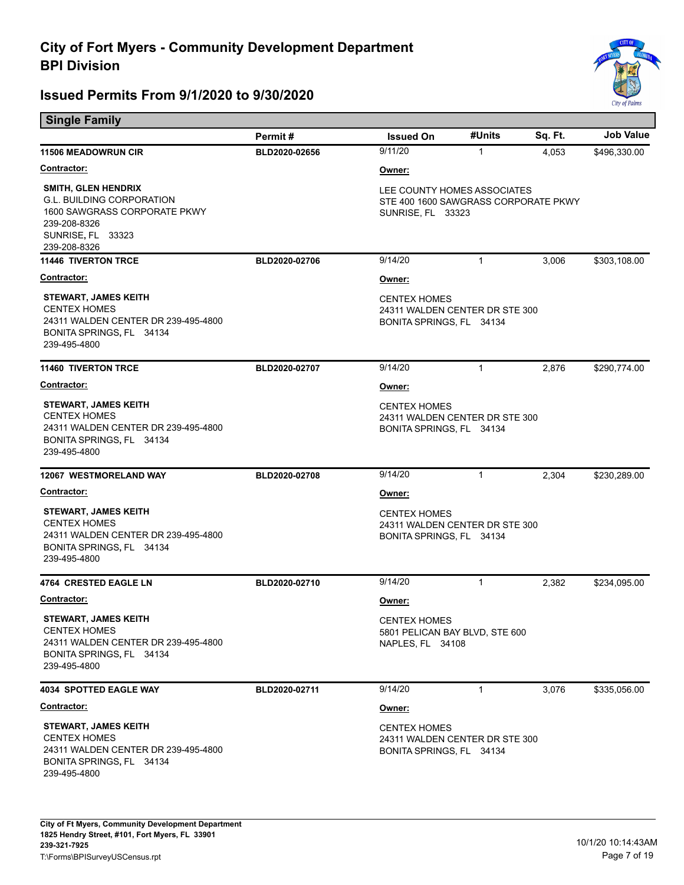# City of Fort Myers - Community Development Department
# BPI Division

## Issued Permits From 9/1/2020 to 9/30/2020

### Single Family

| | Permit # | Issued On | #Units | Sq. Ft. | Job Value |
|---|---|---|---|---|---|
| **11506 MEADOWRUN CIR** | BLD2020-02656 | 9/11/20 | 1 | 4,053 | $496,330.00 |
| **11446 TIVERTON TRCE** | BLD2020-02706 | 9/14/20 | 1 | 3,006 | $303,108.00 |
| **11460 TIVERTON TRCE** | BLD2020-02707 | 9/14/20 | 1 | 2,876 | $290,774.00 |
| **12067 WESTMORELAND WAY** | BLD2020-02708 | 9/14/20 | 1 | 2,304 | $230,289.00 |
| **4764 CRESTED EAGLE LN** | BLD2020-02710 | 9/14/20 | 1 | 2,382 | $234,095.00 |
| **4034 SPOTTED EAGLE WAY** | BLD2020-02711 | 9/14/20 | 1 | 3,076 | $335,056.00 |

**11506 MEADOWRUN CIR** — BLD2020-02656

**Contractor:**
**SMITH, GLEN HENDRIX**
G.L. BUILDING CORPORATION
1600 SAWGRASS CORPORATE PKWY
239-208-8326
SUNRISE, FL 33323
239-208-8326

**Owner:**
LEE COUNTY HOMES ASSOCIATES
STE 400 1600 SAWGRASS CORPORATE PKWY
SUNRISE, FL 33323

**11446 TIVERTON TRCE** — BLD2020-02706

**Contractor:**
**STEWART, JAMES KEITH**
CENTEX HOMES
24311 WALDEN CENTER DR 239-495-4800
BONITA SPRINGS, FL 34134
239-495-4800

**Owner:**
CENTEX HOMES
24311 WALDEN CENTER DR STE 300
BONITA SPRINGS, FL 34134

**11460 TIVERTON TRCE** — BLD2020-02707

**Contractor:**
**STEWART, JAMES KEITH**
CENTEX HOMES
24311 WALDEN CENTER DR 239-495-4800
BONITA SPRINGS, FL 34134
239-495-4800

**Owner:**
CENTEX HOMES
24311 WALDEN CENTER DR STE 300
BONITA SPRINGS, FL 34134

**12067 WESTMORELAND WAY** — BLD2020-02708

**Contractor:**
**STEWART, JAMES KEITH**
CENTEX HOMES
24311 WALDEN CENTER DR 239-495-4800
BONITA SPRINGS, FL 34134
239-495-4800

**Owner:**
CENTEX HOMES
24311 WALDEN CENTER DR STE 300
BONITA SPRINGS, FL 34134

**4764 CRESTED EAGLE LN** — BLD2020-02710

**Contractor:**
**STEWART, JAMES KEITH**
CENTEX HOMES
24311 WALDEN CENTER DR 239-495-4800
BONITA SPRINGS, FL 34134
239-495-4800

**Owner:**
CENTEX HOMES
5801 PELICAN BAY BLVD, STE 600
NAPLES, FL 34108

**4034 SPOTTED EAGLE WAY** — BLD2020-02711

**Contractor:**
**STEWART, JAMES KEITH**
CENTEX HOMES
24311 WALDEN CENTER DR 239-495-4800
BONITA SPRINGS, FL 34134
239-495-4800

**Owner:**
CENTEX HOMES
24311 WALDEN CENTER DR STE 300
BONITA SPRINGS, FL 34134

City of Ft Myers, Community Development Department
1825 Hendry Street, #101, Fort Myers, FL 33901
239-321-7925
T:\Forms\BPISurveyUSCensus.rpt

10/1/20 10:14:43AM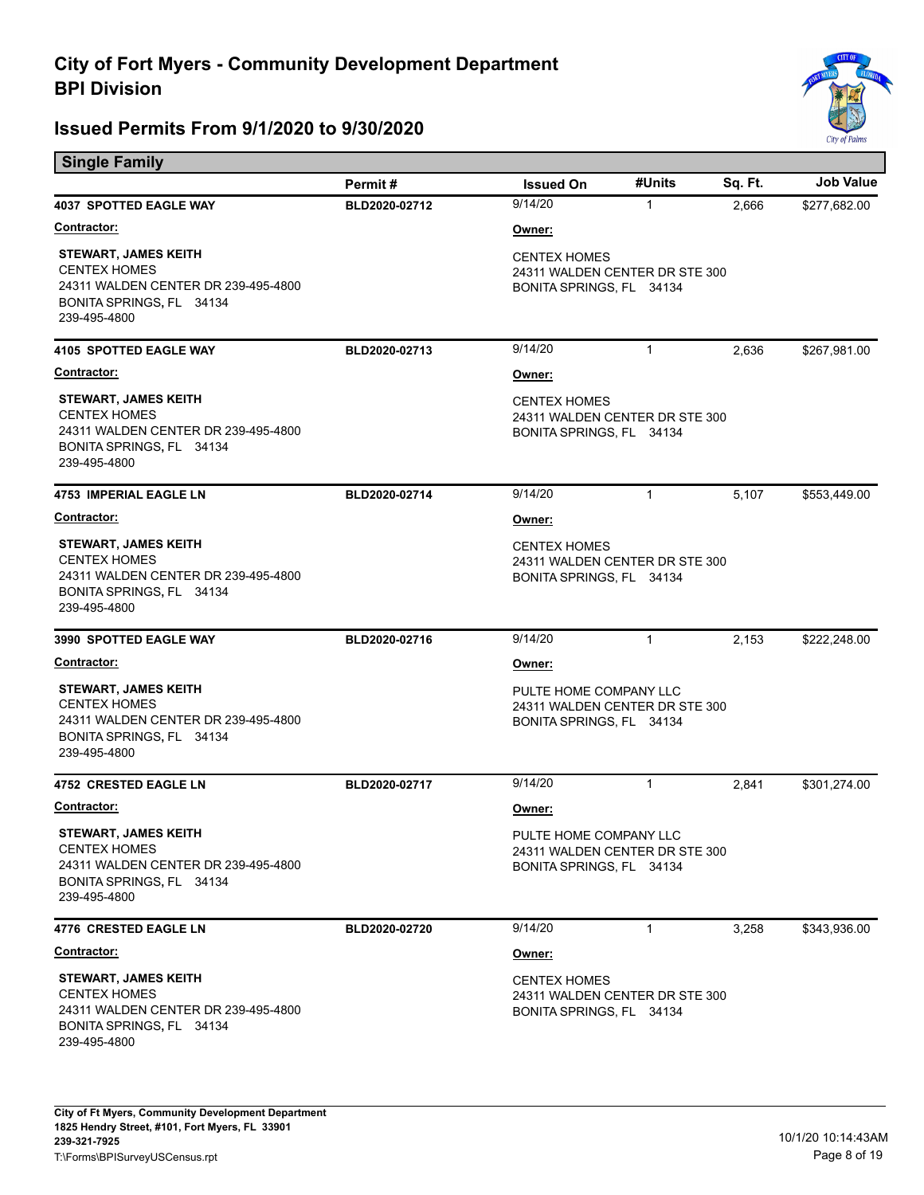# City of Fort Myers - Community Development Department
# BPI Division

## Issued Permits From 9/1/2020 to 9/30/2020

### Single Family

| | Permit # | Issued On | #Units | Sq. Ft. | Job Value |
|---|---|---|---|---|---|
| **4037 SPOTTED EAGLE WAY** | BLD2020-02712 | 9/14/20 | 1 | 2,666 | $277,682.00 |

**Contractor:**
STEWART, JAMES KEITH
CENTEX HOMES
24311 WALDEN CENTER DR 239-495-4800
BONITA SPRINGS, FL 34134
239-495-4800

**Owner:**
CENTEX HOMES
24311 WALDEN CENTER DR STE 300
BONITA SPRINGS, FL 34134

| | Permit # | Issued On | #Units | Sq. Ft. | Job Value |
|---|---|---|---|---|---|
| **4105 SPOTTED EAGLE WAY** | BLD2020-02713 | 9/14/20 | 1 | 2,636 | $267,981.00 |

**Contractor:**
STEWART, JAMES KEITH
CENTEX HOMES
24311 WALDEN CENTER DR 239-495-4800
BONITA SPRINGS, FL 34134
239-495-4800

**Owner:**
CENTEX HOMES
24311 WALDEN CENTER DR STE 300
BONITA SPRINGS, FL 34134

| | Permit # | Issued On | #Units | Sq. Ft. | Job Value |
|---|---|---|---|---|---|
| **4753 IMPERIAL EAGLE LN** | BLD2020-02714 | 9/14/20 | 1 | 5,107 | $553,449.00 |

**Contractor:**
STEWART, JAMES KEITH
CENTEX HOMES
24311 WALDEN CENTER DR 239-495-4800
BONITA SPRINGS, FL 34134
239-495-4800

**Owner:**
CENTEX HOMES
24311 WALDEN CENTER DR STE 300
BONITA SPRINGS, FL 34134

| | Permit # | Issued On | #Units | Sq. Ft. | Job Value |
|---|---|---|---|---|---|
| **3990 SPOTTED EAGLE WAY** | BLD2020-02716 | 9/14/20 | 1 | 2,153 | $222,248.00 |

**Contractor:**
STEWART, JAMES KEITH
CENTEX HOMES
24311 WALDEN CENTER DR 239-495-4800
BONITA SPRINGS, FL 34134
239-495-4800

**Owner:**
PULTE HOME COMPANY LLC
24311 WALDEN CENTER DR STE 300
BONITA SPRINGS, FL 34134

| | Permit # | Issued On | #Units | Sq. Ft. | Job Value |
|---|---|---|---|---|---|
| **4752 CRESTED EAGLE LN** | BLD2020-02717 | 9/14/20 | 1 | 2,841 | $301,274.00 |

**Contractor:**
STEWART, JAMES KEITH
CENTEX HOMES
24311 WALDEN CENTER DR 239-495-4800
BONITA SPRINGS, FL 34134
239-495-4800

**Owner:**
PULTE HOME COMPANY LLC
24311 WALDEN CENTER DR STE 300
BONITA SPRINGS, FL 34134

| | Permit # | Issued On | #Units | Sq. Ft. | Job Value |
|---|---|---|---|---|---|
| **4776 CRESTED EAGLE LN** | BLD2020-02720 | 9/14/20 | 1 | 3,258 | $343,936.00 |

**Contractor:**
STEWART, JAMES KEITH
CENTEX HOMES
24311 WALDEN CENTER DR 239-495-4800
BONITA SPRINGS, FL 34134
239-495-4800

**Owner:**
CENTEX HOMES
24311 WALDEN CENTER DR STE 300
BONITA SPRINGS, FL 34134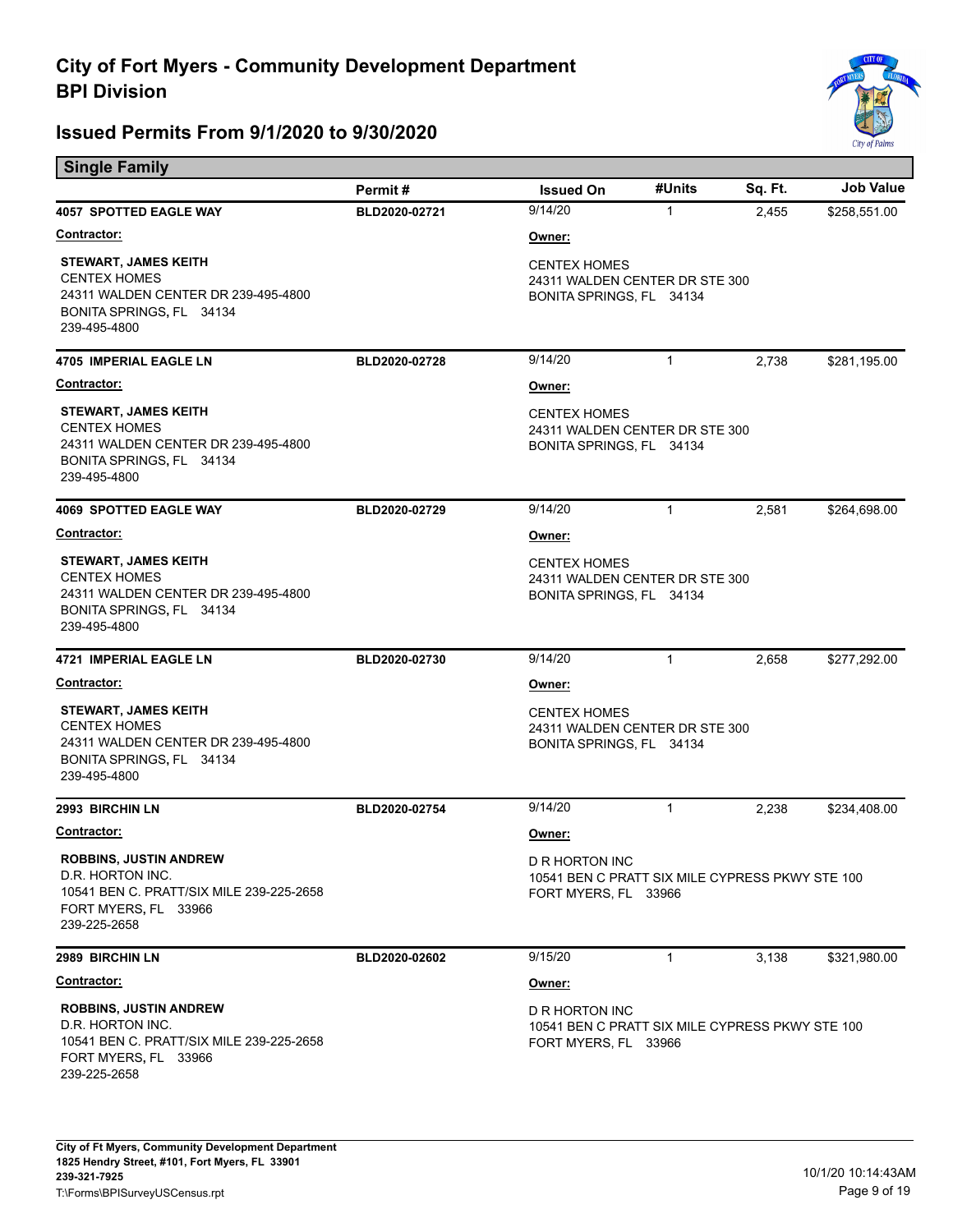# City of Fort Myers - Community Development Department
# BPI Division

## Issued Permits From 9/1/2020 to 9/30/2020

### Single Family

| | Permit # | Issued On | #Units | Sq. Ft. | Job Value |
|---|---|---|---|---|---|
| **4057 SPOTTED EAGLE WAY** | BLD2020-02721 | 9/14/20 | 1 | 2,455 | $258,551.00 |

**Contractor:**
**STEWART, JAMES KEITH**
CENTEX HOMES
24311 WALDEN CENTER DR 239-495-4800
BONITA SPRINGS, FL 34134
239-495-4800

**Owner:**
CENTEX HOMES
24311 WALDEN CENTER DR STE 300
BONITA SPRINGS, FL 34134

| | Permit # | Issued On | #Units | Sq. Ft. | Job Value |
|---|---|---|---|---|---|
| **4705 IMPERIAL EAGLE LN** | BLD2020-02728 | 9/14/20 | 1 | 2,738 | $281,195.00 |

**Contractor:**
**STEWART, JAMES KEITH**
CENTEX HOMES
24311 WALDEN CENTER DR 239-495-4800
BONITA SPRINGS, FL 34134
239-495-4800

**Owner:**
CENTEX HOMES
24311 WALDEN CENTER DR STE 300
BONITA SPRINGS, FL 34134

| | Permit # | Issued On | #Units | Sq. Ft. | Job Value |
|---|---|---|---|---|---|
| **4069 SPOTTED EAGLE WAY** | BLD2020-02729 | 9/14/20 | 1 | 2,581 | $264,698.00 |

**Contractor:**
**STEWART, JAMES KEITH**
CENTEX HOMES
24311 WALDEN CENTER DR 239-495-4800
BONITA SPRINGS, FL 34134
239-495-4800

**Owner:**
CENTEX HOMES
24311 WALDEN CENTER DR STE 300
BONITA SPRINGS, FL 34134

| | Permit # | Issued On | #Units | Sq. Ft. | Job Value |
|---|---|---|---|---|---|
| **4721 IMPERIAL EAGLE LN** | BLD2020-02730 | 9/14/20 | 1 | 2,658 | $277,292.00 |

**Contractor:**
**STEWART, JAMES KEITH**
CENTEX HOMES
24311 WALDEN CENTER DR 239-495-4800
BONITA SPRINGS, FL 34134
239-495-4800

**Owner:**
CENTEX HOMES
24311 WALDEN CENTER DR STE 300
BONITA SPRINGS, FL 34134

| | Permit # | Issued On | #Units | Sq. Ft. | Job Value |
|---|---|---|---|---|---|
| **2993 BIRCHIN LN** | BLD2020-02754 | 9/14/20 | 1 | 2,238 | $234,408.00 |

**Contractor:**
**ROBBINS, JUSTIN ANDREW**
D.R. HORTON INC.
10541 BEN C. PRATT/SIX MILE 239-225-2658
FORT MYERS, FL 33966
239-225-2658

**Owner:**
D R HORTON INC
10541 BEN C PRATT SIX MILE CYPRESS PKWY STE 100
FORT MYERS, FL 33966

| | Permit # | Issued On | #Units | Sq. Ft. | Job Value |
|---|---|---|---|---|---|
| **2989 BIRCHIN LN** | BLD2020-02602 | 9/15/20 | 1 | 3,138 | $321,980.00 |

**Contractor:**
**ROBBINS, JUSTIN ANDREW**
D.R. HORTON INC.
10541 BEN C. PRATT/SIX MILE 239-225-2658
FORT MYERS, FL 33966
239-225-2658

**Owner:**
D R HORTON INC
10541 BEN C PRATT SIX MILE CYPRESS PKWY STE 100
FORT MYERS, FL 33966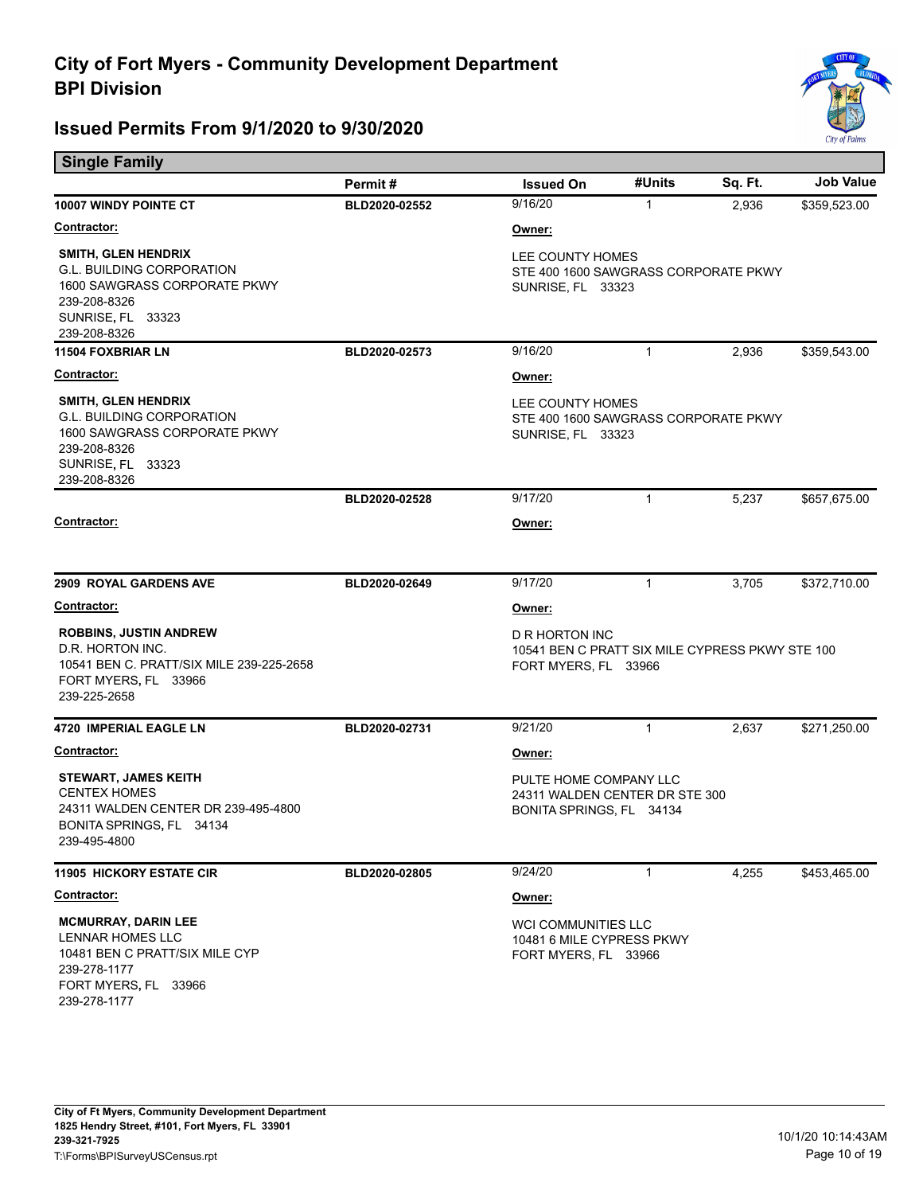# City of Fort Myers - Community Development Department
## BPI Division

## Issued Permits From 9/1/2020 to 9/30/2020

### Single Family

| | Permit # | Issued On | #Units | Sq. Ft. | Job Value |
|---|---|---|---|---|---|
| **10007 WINDY POINTE CT** | BLD2020-02552 | 9/16/20 | 1 | 2,936 | $359,523.00 |

**Contractor:**

**SMITH, GLEN HENDRIX**
G.L. BUILDING CORPORATION
1600 SAWGRASS CORPORATE PKWY
239-208-8326
SUNRISE, FL 33323
239-208-8326

**Owner:**

LEE COUNTY HOMES
STE 400 1600 SAWGRASS CORPORATE PKWY
SUNRISE, FL 33323

| | Permit # | Issued On | #Units | Sq. Ft. | Job Value |
|---|---|---|---|---|---|
| **11504 FOXBRIAR LN** | BLD2020-02573 | 9/16/20 | 1 | 2,936 | $359,543.00 |

**Contractor:**

**SMITH, GLEN HENDRIX**
G.L. BUILDING CORPORATION
1600 SAWGRASS CORPORATE PKWY
239-208-8326
SUNRISE, FL 33323
239-208-8326

**Owner:**

LEE COUNTY HOMES
STE 400 1600 SAWGRASS CORPORATE PKWY
SUNRISE, FL 33323

| | Permit # | Issued On | #Units | Sq. Ft. | Job Value |
|---|---|---|---|---|---|
| | BLD2020-02528 | 9/17/20 | 1 | 5,237 | $657,675.00 |

**Contractor:**

**Owner:**

| | Permit # | Issued On | #Units | Sq. Ft. | Job Value |
|---|---|---|---|---|---|
| **2909 ROYAL GARDENS AVE** | BLD2020-02649 | 9/17/20 | 1 | 3,705 | $372,710.00 |

**Contractor:**

**ROBBINS, JUSTIN ANDREW**
D.R. HORTON INC.
10541 BEN C. PRATT/SIX MILE 239-225-2658
FORT MYERS, FL 33966
239-225-2658

**Owner:**

D R HORTON INC
10541 BEN C PRATT SIX MILE CYPRESS PKWY STE 100
FORT MYERS, FL 33966

| | Permit # | Issued On | #Units | Sq. Ft. | Job Value |
|---|---|---|---|---|---|
| **4720 IMPERIAL EAGLE LN** | BLD2020-02731 | 9/21/20 | 1 | 2,637 | $271,250.00 |

**Contractor:**

**STEWART, JAMES KEITH**
CENTEX HOMES
24311 WALDEN CENTER DR 239-495-4800
BONITA SPRINGS, FL 34134
239-495-4800

**Owner:**

PULTE HOME COMPANY LLC
24311 WALDEN CENTER DR STE 300
BONITA SPRINGS, FL 34134

| | Permit # | Issued On | #Units | Sq. Ft. | Job Value |
|---|---|---|---|---|---|
| **11905 HICKORY ESTATE CIR** | BLD2020-02805 | 9/24/20 | 1 | 4,255 | $453,465.00 |

**Contractor:**

**MCMURRAY, DARIN LEE**
LENNAR HOMES LLC
10481 BEN C PRATT/SIX MILE CYP
239-278-1177
FORT MYERS, FL 33966
239-278-1177

**Owner:**

WCI COMMUNITIES LLC
10481 6 MILE CYPRESS PKWY
FORT MYERS, FL 33966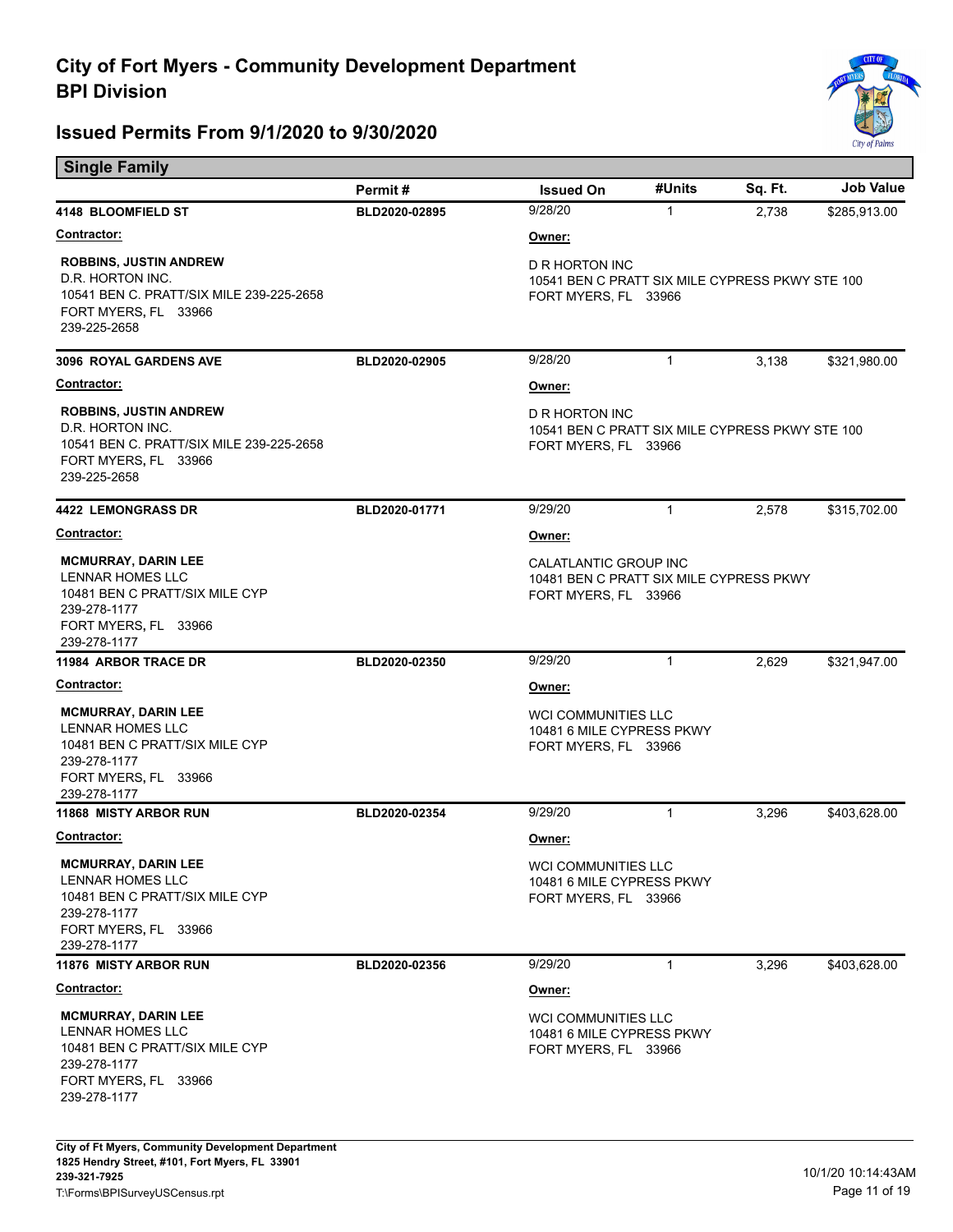# City of Fort Myers - Community Development Department
# BPI Division

## Issued Permits From 9/1/2020 to 9/30/2020

### Single Family

| | Permit # | Issued On | #Units | Sq. Ft. | Job Value |
|---|---|---|---|---|---|
| **4148 BLOOMFIELD ST** | BLD2020-02895 | 9/28/20 | 1 | 2,738 | $285,913.00 |

**Contractor:**

**ROBBINS, JUSTIN ANDREW**
D.R. HORTON INC.
10541 BEN C. PRATT/SIX MILE 239-225-2658
FORT MYERS, FL 33966
239-225-2658

**Owner:**

D R HORTON INC
10541 BEN C PRATT SIX MILE CYPRESS PKWY STE 100
FORT MYERS, FL 33966

| | Permit # | Issued On | #Units | Sq. Ft. | Job Value |
|---|---|---|---|---|---|
| **3096 ROYAL GARDENS AVE** | BLD2020-02905 | 9/28/20 | 1 | 3,138 | $321,980.00 |

**Contractor:**

**ROBBINS, JUSTIN ANDREW**
D.R. HORTON INC.
10541 BEN C. PRATT/SIX MILE 239-225-2658
FORT MYERS, FL 33966
239-225-2658

**Owner:**

D R HORTON INC
10541 BEN C PRATT SIX MILE CYPRESS PKWY STE 100
FORT MYERS, FL 33966

| | Permit # | Issued On | #Units | Sq. Ft. | Job Value |
|---|---|---|---|---|---|
| **4422 LEMONGRASS DR** | BLD2020-01771 | 9/29/20 | 1 | 2,578 | $315,702.00 |

**Contractor:**

**MCMURRAY, DARIN LEE**
LENNAR HOMES LLC
10481 BEN C PRATT/SIX MILE CYP
239-278-1177
FORT MYERS, FL 33966
239-278-1177

**Owner:**

CALATLANTIC GROUP INC
10481 BEN C PRATT SIX MILE CYPRESS PKWY
FORT MYERS, FL 33966

| | Permit # | Issued On | #Units | Sq. Ft. | Job Value |
|---|---|---|---|---|---|
| **11984 ARBOR TRACE DR** | BLD2020-02350 | 9/29/20 | 1 | 2,629 | $321,947.00 |

**Contractor:**

**MCMURRAY, DARIN LEE**
LENNAR HOMES LLC
10481 BEN C PRATT/SIX MILE CYP
239-278-1177
FORT MYERS, FL 33966
239-278-1177

**Owner:**

WCI COMMUNITIES LLC
10481 6 MILE CYPRESS PKWY
FORT MYERS, FL 33966

| | Permit # | Issued On | #Units | Sq. Ft. | Job Value |
|---|---|---|---|---|---|
| **11868 MISTY ARBOR RUN** | BLD2020-02354 | 9/29/20 | 1 | 3,296 | $403,628.00 |

**Contractor:**

**MCMURRAY, DARIN LEE**
LENNAR HOMES LLC
10481 BEN C PRATT/SIX MILE CYP
239-278-1177
FORT MYERS, FL 33966
239-278-1177

**Owner:**

WCI COMMUNITIES LLC
10481 6 MILE CYPRESS PKWY
FORT MYERS, FL 33966

| | Permit # | Issued On | #Units | Sq. Ft. | Job Value |
|---|---|---|---|---|---|
| **11876 MISTY ARBOR RUN** | BLD2020-02356 | 9/29/20 | 1 | 3,296 | $403,628.00 |

**Contractor:**

**MCMURRAY, DARIN LEE**
LENNAR HOMES LLC
10481 BEN C PRATT/SIX MILE CYP
239-278-1177
FORT MYERS, FL 33966
239-278-1177

**Owner:**

WCI COMMUNITIES LLC
10481 6 MILE CYPRESS PKWY
FORT MYERS, FL 33966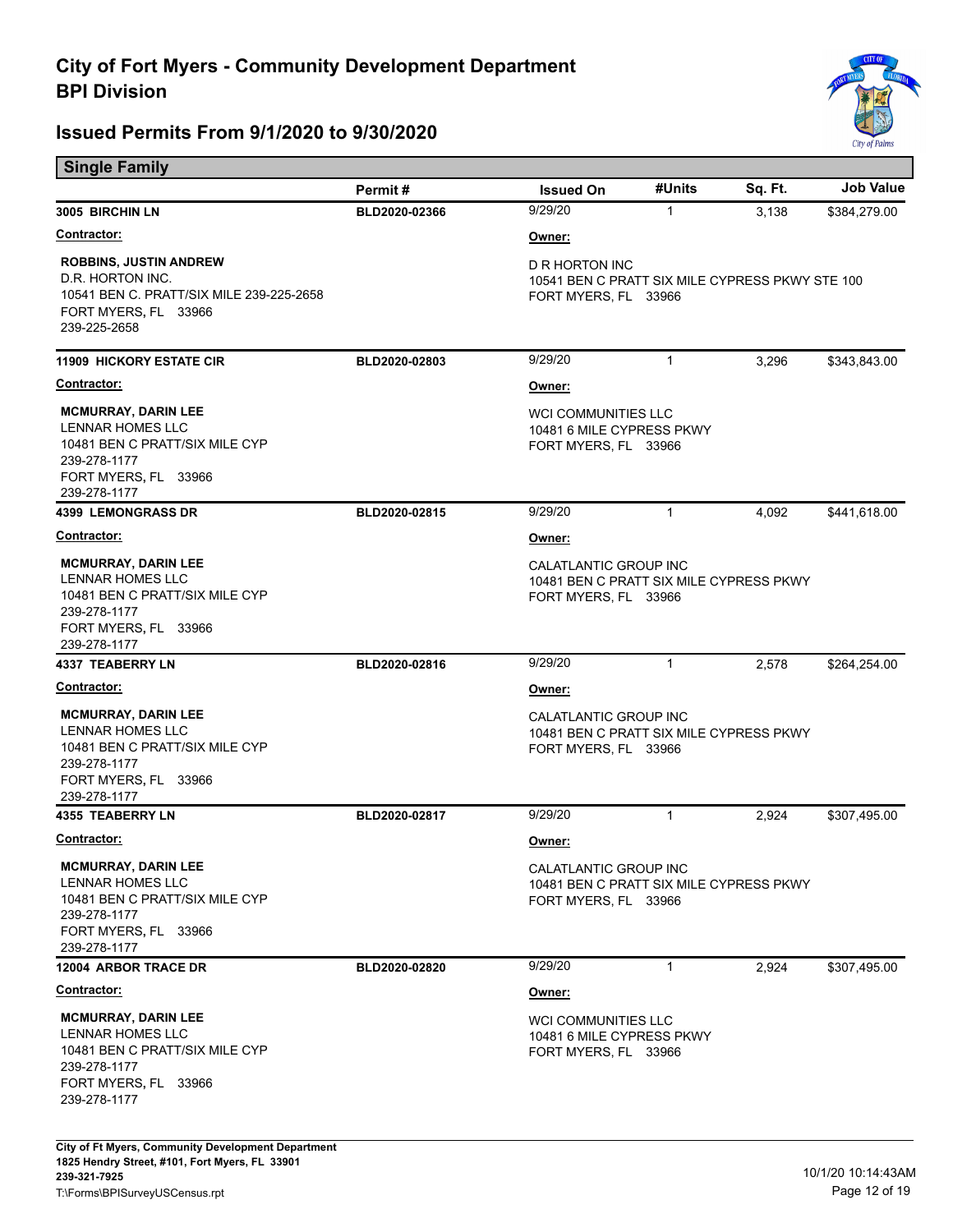# City of Fort Myers - Community Development Department
## BPI Division

## Issued Permits From 9/1/2020 to 9/30/2020

### Single Family

| | Permit # | Issued On | #Units | Sq. Ft. | Job Value |
|---|---|---|---|---|---|
| **3005 BIRCHIN LN** | BLD2020-02366 | 9/29/20 | 1 | 3,138 | $384,279.00 |

**Contractor:**
**ROBBINS, JUSTIN ANDREW**
D.R. HORTON INC.
10541 BEN C. PRATT/SIX MILE 239-225-2658
FORT MYERS, FL 33966
239-225-2658

**Owner:**
D R HORTON INC
10541 BEN C PRATT SIX MILE CYPRESS PKWY STE 100
FORT MYERS, FL 33966

| | Permit # | Issued On | #Units | Sq. Ft. | Job Value |
|---|---|---|---|---|---|
| **11909 HICKORY ESTATE CIR** | BLD2020-02803 | 9/29/20 | 1 | 3,296 | $343,843.00 |

**Contractor:**
**MCMURRAY, DARIN LEE**
LENNAR HOMES LLC
10481 BEN C PRATT/SIX MILE CYP
239-278-1177
FORT MYERS, FL 33966
239-278-1177

**Owner:**
WCI COMMUNITIES LLC
10481 6 MILE CYPRESS PKWY
FORT MYERS, FL 33966

| | Permit # | Issued On | #Units | Sq. Ft. | Job Value |
|---|---|---|---|---|---|
| **4399 LEMONGRASS DR** | BLD2020-02815 | 9/29/20 | 1 | 4,092 | $441,618.00 |

**Contractor:**
**MCMURRAY, DARIN LEE**
LENNAR HOMES LLC
10481 BEN C PRATT/SIX MILE CYP
239-278-1177
FORT MYERS, FL 33966
239-278-1177

**Owner:**
CALATLANTIC GROUP INC
10481 BEN C PRATT SIX MILE CYPRESS PKWY
FORT MYERS, FL 33966

| | Permit # | Issued On | #Units | Sq. Ft. | Job Value |
|---|---|---|---|---|---|
| **4337 TEABERRY LN** | BLD2020-02816 | 9/29/20 | 1 | 2,578 | $264,254.00 |

**Contractor:**
**MCMURRAY, DARIN LEE**
LENNAR HOMES LLC
10481 BEN C PRATT/SIX MILE CYP
239-278-1177
FORT MYERS, FL 33966
239-278-1177

**Owner:**
CALATLANTIC GROUP INC
10481 BEN C PRATT SIX MILE CYPRESS PKWY
FORT MYERS, FL 33966

| | Permit # | Issued On | #Units | Sq. Ft. | Job Value |
|---|---|---|---|---|---|
| **4355 TEABERRY LN** | BLD2020-02817 | 9/29/20 | 1 | 2,924 | $307,495.00 |

**Contractor:**
**MCMURRAY, DARIN LEE**
LENNAR HOMES LLC
10481 BEN C PRATT/SIX MILE CYP
239-278-1177
FORT MYERS, FL 33966
239-278-1177

**Owner:**
CALATLANTIC GROUP INC
10481 BEN C PRATT SIX MILE CYPRESS PKWY
FORT MYERS, FL 33966

| | Permit # | Issued On | #Units | Sq. Ft. | Job Value |
|---|---|---|---|---|---|
| **12004 ARBOR TRACE DR** | BLD2020-02820 | 9/29/20 | 1 | 2,924 | $307,495.00 |

**Contractor:**
**MCMURRAY, DARIN LEE**
LENNAR HOMES LLC
10481 BEN C PRATT/SIX MILE CYP
239-278-1177
FORT MYERS, FL 33966
239-278-1177

**Owner:**
WCI COMMUNITIES LLC
10481 6 MILE CYPRESS PKWY
FORT MYERS, FL 33966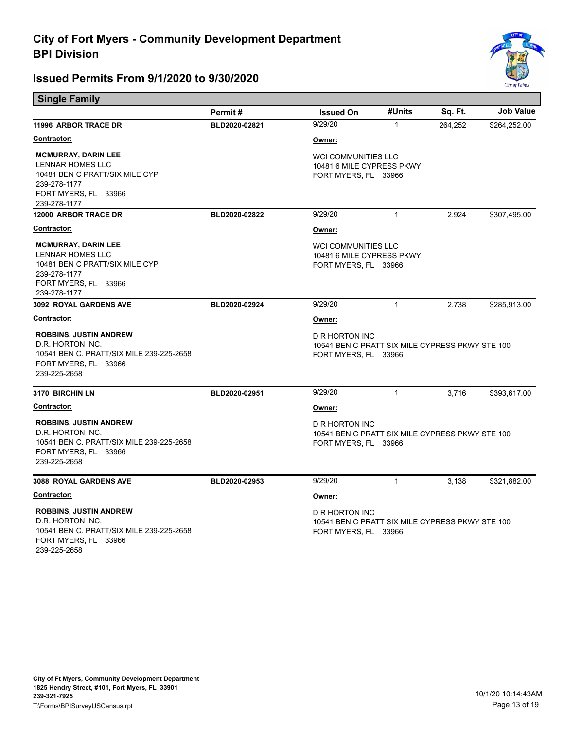# City of Fort Myers - Community Development Department
## BPI Division

## Issued Permits From 9/1/2020 to 9/30/2020

### Single Family

| | Permit # | Issued On | #Units | Sq. Ft. | Job Value |
|---|---|---|---|---|---|
| **11996 ARBOR TRACE DR** | BLD2020-02821 | 9/29/20 | 1 | 264,252 | $264,252.00 |
| **12000 ARBOR TRACE DR** | BLD2020-02822 | 9/29/20 | 1 | 2,924 | $307,495.00 |
| **3092 ROYAL GARDENS AVE** | BLD2020-02924 | 9/29/20 | 1 | 2,738 | $285,913.00 |
| **3170 BIRCHIN LN** | BLD2020-02951 | 9/29/20 | 1 | 3,716 | $393,617.00 |
| **3088 ROYAL GARDENS AVE** | BLD2020-02953 | 9/29/20 | 1 | 3,138 | $321,882.00 |

**11996 ARBOR TRACE DR**

**Contractor:**

**MCMURRAY, DARIN LEE**
LENNAR HOMES LLC
10481 BEN C PRATT/SIX MILE CYP
239-278-1177
FORT MYERS, FL 33966
239-278-1177

**Owner:**

WCI COMMUNITIES LLC
10481 6 MILE CYPRESS PKWY
FORT MYERS, FL 33966

**12000 ARBOR TRACE DR**

**Contractor:**

**MCMURRAY, DARIN LEE**
LENNAR HOMES LLC
10481 BEN C PRATT/SIX MILE CYP
239-278-1177
FORT MYERS, FL 33966
239-278-1177

**Owner:**

WCI COMMUNITIES LLC
10481 6 MILE CYPRESS PKWY
FORT MYERS, FL 33966

**3092 ROYAL GARDENS AVE**

**Contractor:**

**ROBBINS, JUSTIN ANDREW**
D.R. HORTON INC.
10541 BEN C. PRATT/SIX MILE 239-225-2658
FORT MYERS, FL 33966
239-225-2658

**Owner:**

D R HORTON INC
10541 BEN C PRATT SIX MILE CYPRESS PKWY STE 100
FORT MYERS, FL 33966

**3170 BIRCHIN LN**

**Contractor:**

**ROBBINS, JUSTIN ANDREW**
D.R. HORTON INC.
10541 BEN C. PRATT/SIX MILE 239-225-2658
FORT MYERS, FL 33966
239-225-2658

**Owner:**

D R HORTON INC
10541 BEN C PRATT SIX MILE CYPRESS PKWY STE 100
FORT MYERS, FL 33966

**3088 ROYAL GARDENS AVE**

**Contractor:**

**ROBBINS, JUSTIN ANDREW**
D.R. HORTON INC.
10541 BEN C. PRATT/SIX MILE 239-225-2658
FORT MYERS, FL 33966
239-225-2658

**Owner:**

D R HORTON INC
10541 BEN C PRATT SIX MILE CYPRESS PKWY STE 100
FORT MYERS, FL 33966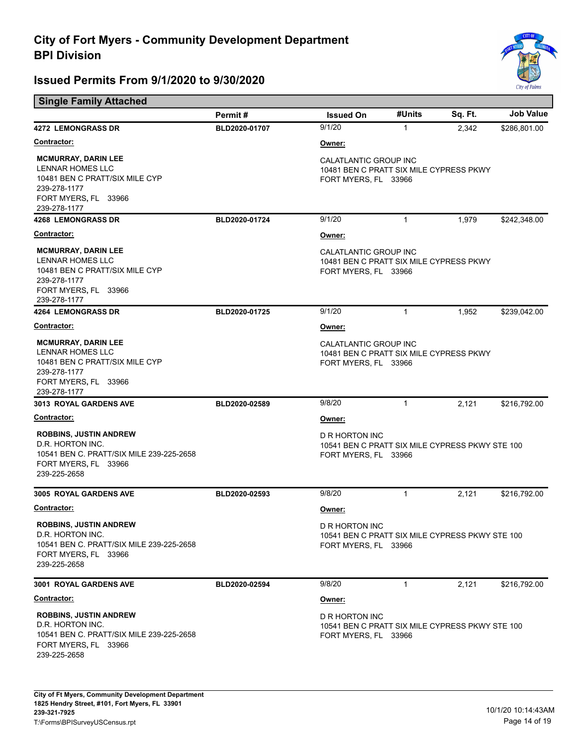# City of Fort Myers - Community Development Department
# BPI Division

## Issued Permits From 9/1/2020 to 9/30/2020

### Single Family Attached

| | Permit # | Issued On | #Units | Sq. Ft. | Job Value |
|---|---|---|---|---|---|
| **4272 LEMONGRASS DR** | **BLD2020-01707** | 9/1/20 | 1 | 2,342 | $286,801.00 |
| **4268 LEMONGRASS DR** | **BLD2020-01724** | 9/1/20 | 1 | 1,979 | $242,348.00 |
| **4264 LEMONGRASS DR** | **BLD2020-01725** | 9/1/20 | 1 | 1,952 | $239,042.00 |
| **3013 ROYAL GARDENS AVE** | **BLD2020-02589** | 9/8/20 | 1 | 2,121 | $216,792.00 |
| **3005 ROYAL GARDENS AVE** | **BLD2020-02593** | 9/8/20 | 1 | 2,121 | $216,792.00 |
| **3001 ROYAL GARDENS AVE** | **BLD2020-02594** | 9/8/20 | 1 | 2,121 | $216,792.00 |

**4272 LEMONGRASS DR** — BLD2020-01707

**Contractor:**

**MCMURRAY, DARIN LEE**
LENNAR HOMES LLC
10481 BEN C PRATT/SIX MILE CYP
239-278-1177
FORT MYERS, FL 33966
239-278-1177

**Owner:**

CALATLANTIC GROUP INC
10481 BEN C PRATT SIX MILE CYPRESS PKWY
FORT MYERS, FL 33966

**4268 LEMONGRASS DR** — BLD2020-01724

**Contractor:**

**MCMURRAY, DARIN LEE**
LENNAR HOMES LLC
10481 BEN C PRATT/SIX MILE CYP
239-278-1177
FORT MYERS, FL 33966
239-278-1177

**Owner:**

CALATLANTIC GROUP INC
10481 BEN C PRATT SIX MILE CYPRESS PKWY
FORT MYERS, FL 33966

**4264 LEMONGRASS DR** — BLD2020-01725

**Contractor:**

**MCMURRAY, DARIN LEE**
LENNAR HOMES LLC
10481 BEN C PRATT/SIX MILE CYP
239-278-1177
FORT MYERS, FL 33966
239-278-1177

**Owner:**

CALATLANTIC GROUP INC
10481 BEN C PRATT SIX MILE CYPRESS PKWY
FORT MYERS, FL 33966

**3013 ROYAL GARDENS AVE** — BLD2020-02589

**Contractor:**

**ROBBINS, JUSTIN ANDREW**
D.R. HORTON INC.
10541 BEN C. PRATT/SIX MILE 239-225-2658
FORT MYERS, FL 33966
239-225-2658

**Owner:**

D R HORTON INC
10541 BEN C PRATT SIX MILE CYPRESS PKWY STE 100
FORT MYERS, FL 33966

**3005 ROYAL GARDENS AVE** — BLD2020-02593

**Contractor:**

**ROBBINS, JUSTIN ANDREW**
D.R. HORTON INC.
10541 BEN C. PRATT/SIX MILE 239-225-2658
FORT MYERS, FL 33966
239-225-2658

**Owner:**

D R HORTON INC
10541 BEN C PRATT SIX MILE CYPRESS PKWY STE 100
FORT MYERS, FL 33966

**3001 ROYAL GARDENS AVE** — BLD2020-02594

**Contractor:**

**ROBBINS, JUSTIN ANDREW**
D.R. HORTON INC.
10541 BEN C. PRATT/SIX MILE 239-225-2658
FORT MYERS, FL 33966
239-225-2658

**Owner:**

D R HORTON INC
10541 BEN C PRATT SIX MILE CYPRESS PKWY STE 100
FORT MYERS, FL 33966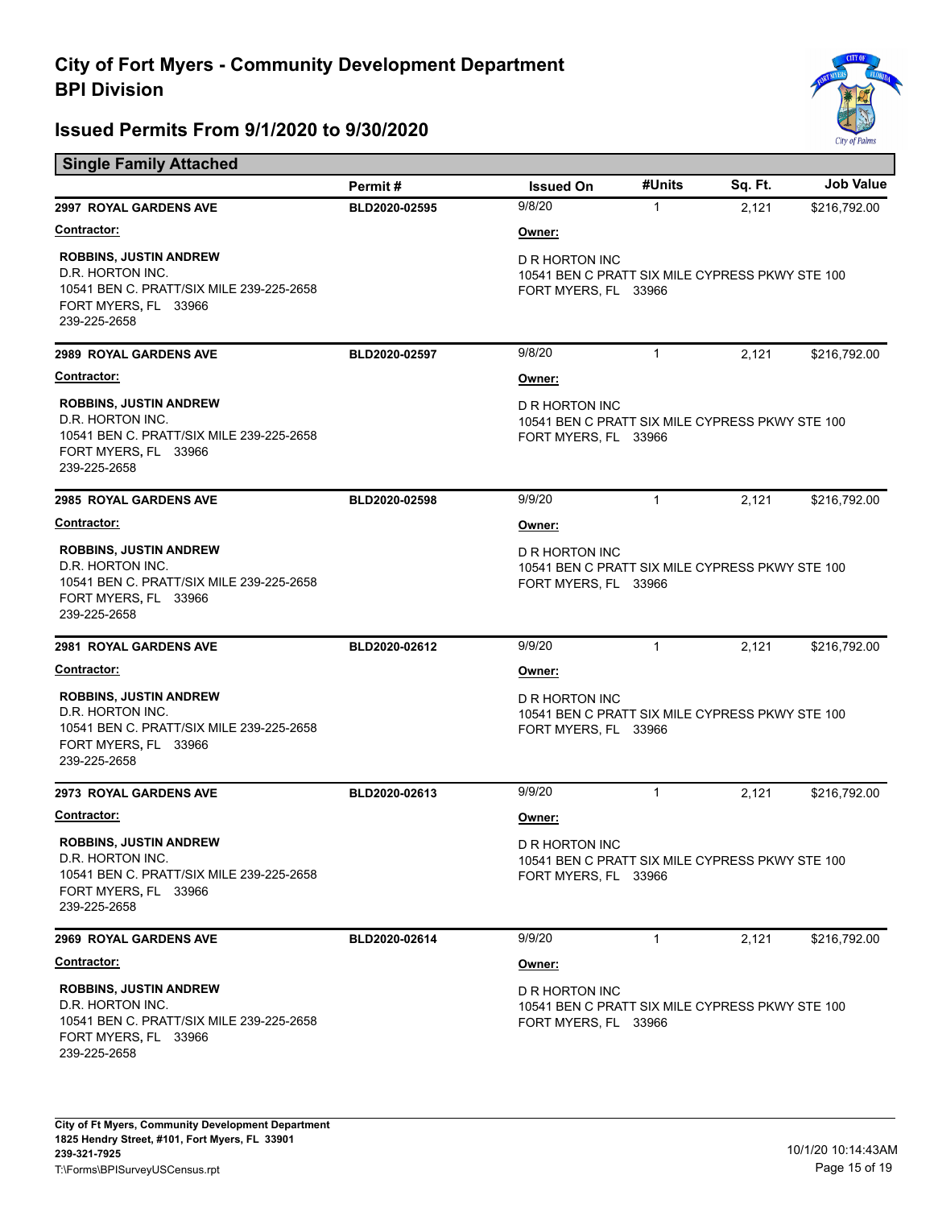# City of Fort Myers - Community Development Department
# BPI Division

## Issued Permits From 9/1/2020 to 9/30/2020

### Single Family Attached

| | Permit # | Issued On | #Units | Sq. Ft. | Job Value |
|---|---|---|---|---|---|
| **2997 ROYAL GARDENS AVE** | BLD2020-02595 | 9/8/20 | 1 | 2,121 | $216,792.00 |

**Contractor:**

**ROBBINS, JUSTIN ANDREW**
D.R. HORTON INC.
10541 BEN C. PRATT/SIX MILE 239-225-2658
FORT MYERS, FL 33966
239-225-2658

**Owner:**

D R HORTON INC
10541 BEN C PRATT SIX MILE CYPRESS PKWY STE 100
FORT MYERS, FL 33966

| | Permit # | Issued On | #Units | Sq. Ft. | Job Value |
|---|---|---|---|---|---|
| **2989 ROYAL GARDENS AVE** | BLD2020-02597 | 9/8/20 | 1 | 2,121 | $216,792.00 |

**Contractor:**

**ROBBINS, JUSTIN ANDREW**
D.R. HORTON INC.
10541 BEN C. PRATT/SIX MILE 239-225-2658
FORT MYERS, FL 33966
239-225-2658

**Owner:**

D R HORTON INC
10541 BEN C PRATT SIX MILE CYPRESS PKWY STE 100
FORT MYERS, FL 33966

| | Permit # | Issued On | #Units | Sq. Ft. | Job Value |
|---|---|---|---|---|---|
| **2985 ROYAL GARDENS AVE** | BLD2020-02598 | 9/9/20 | 1 | 2,121 | $216,792.00 |

**Contractor:**

**ROBBINS, JUSTIN ANDREW**
D.R. HORTON INC.
10541 BEN C. PRATT/SIX MILE 239-225-2658
FORT MYERS, FL 33966
239-225-2658

**Owner:**

D R HORTON INC
10541 BEN C PRATT SIX MILE CYPRESS PKWY STE 100
FORT MYERS, FL 33966

| | Permit # | Issued On | #Units | Sq. Ft. | Job Value |
|---|---|---|---|---|---|
| **2981 ROYAL GARDENS AVE** | BLD2020-02612 | 9/9/20 | 1 | 2,121 | $216,792.00 |

**Contractor:**

**ROBBINS, JUSTIN ANDREW**
D.R. HORTON INC.
10541 BEN C. PRATT/SIX MILE 239-225-2658
FORT MYERS, FL 33966
239-225-2658

**Owner:**

D R HORTON INC
10541 BEN C PRATT SIX MILE CYPRESS PKWY STE 100
FORT MYERS, FL 33966

| | Permit # | Issued On | #Units | Sq. Ft. | Job Value |
|---|---|---|---|---|---|
| **2973 ROYAL GARDENS AVE** | BLD2020-02613 | 9/9/20 | 1 | 2,121 | $216,792.00 |

**Contractor:**

**ROBBINS, JUSTIN ANDREW**
D.R. HORTON INC.
10541 BEN C. PRATT/SIX MILE 239-225-2658
FORT MYERS, FL 33966
239-225-2658

**Owner:**

D R HORTON INC
10541 BEN C PRATT SIX MILE CYPRESS PKWY STE 100
FORT MYERS, FL 33966

| | Permit # | Issued On | #Units | Sq. Ft. | Job Value |
|---|---|---|---|---|---|
| **2969 ROYAL GARDENS AVE** | BLD2020-02614 | 9/9/20 | 1 | 2,121 | $216,792.00 |

**Contractor:**

**ROBBINS, JUSTIN ANDREW**
D.R. HORTON INC.
10541 BEN C. PRATT/SIX MILE 239-225-2658
FORT MYERS, FL 33966
239-225-2658

**Owner:**

D R HORTON INC
10541 BEN C PRATT SIX MILE CYPRESS PKWY STE 100
FORT MYERS, FL 33966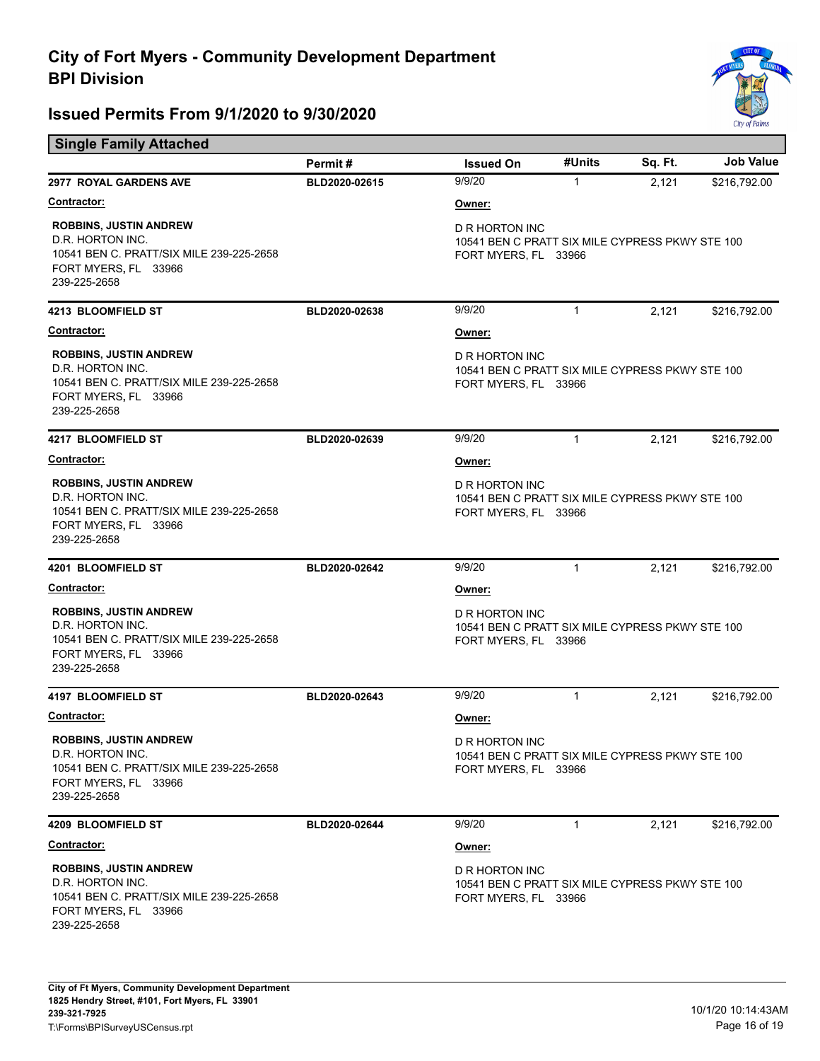# City of Fort Myers - Community Development Department
# BPI Division

## Issued Permits From 9/1/2020 to 9/30/2020

### Single Family Attached

| | Permit # | Issued On | #Units | Sq. Ft. | Job Value |
|---|---|---|---|---|---|
| **2977 ROYAL GARDENS AVE** | **BLD2020-02615** | 9/9/20 | 1 | 2,121 | $216,792.00 |

**Contractor:**

**ROBBINS, JUSTIN ANDREW**
D.R. HORTON INC.
10541 BEN C. PRATT/SIX MILE 239-225-2658
FORT MYERS, FL 33966
239-225-2658

**Owner:**

D R HORTON INC
10541 BEN C PRATT SIX MILE CYPRESS PKWY STE 100
FORT MYERS, FL 33966

| | Permit # | Issued On | #Units | Sq. Ft. | Job Value |
|---|---|---|---|---|---|
| **4213 BLOOMFIELD ST** | **BLD2020-02638** | 9/9/20 | 1 | 2,121 | $216,792.00 |

**Contractor:**

**ROBBINS, JUSTIN ANDREW**
D.R. HORTON INC.
10541 BEN C. PRATT/SIX MILE 239-225-2658
FORT MYERS, FL 33966
239-225-2658

**Owner:**

D R HORTON INC
10541 BEN C PRATT SIX MILE CYPRESS PKWY STE 100
FORT MYERS, FL 33966

| | Permit # | Issued On | #Units | Sq. Ft. | Job Value |
|---|---|---|---|---|---|
| **4217 BLOOMFIELD ST** | **BLD2020-02639** | 9/9/20 | 1 | 2,121 | $216,792.00 |

**Contractor:**

**ROBBINS, JUSTIN ANDREW**
D.R. HORTON INC.
10541 BEN C. PRATT/SIX MILE 239-225-2658
FORT MYERS, FL 33966
239-225-2658

**Owner:**

D R HORTON INC
10541 BEN C PRATT SIX MILE CYPRESS PKWY STE 100
FORT MYERS, FL 33966

| | Permit # | Issued On | #Units | Sq. Ft. | Job Value |
|---|---|---|---|---|---|
| **4201 BLOOMFIELD ST** | **BLD2020-02642** | 9/9/20 | 1 | 2,121 | $216,792.00 |

**Contractor:**

**ROBBINS, JUSTIN ANDREW**
D.R. HORTON INC.
10541 BEN C. PRATT/SIX MILE 239-225-2658
FORT MYERS, FL 33966
239-225-2658

**Owner:**

D R HORTON INC
10541 BEN C PRATT SIX MILE CYPRESS PKWY STE 100
FORT MYERS, FL 33966

| | Permit # | Issued On | #Units | Sq. Ft. | Job Value |
|---|---|---|---|---|---|
| **4197 BLOOMFIELD ST** | **BLD2020-02643** | 9/9/20 | 1 | 2,121 | $216,792.00 |

**Contractor:**

**ROBBINS, JUSTIN ANDREW**
D.R. HORTON INC.
10541 BEN C. PRATT/SIX MILE 239-225-2658
FORT MYERS, FL 33966
239-225-2658

**Owner:**

D R HORTON INC
10541 BEN C PRATT SIX MILE CYPRESS PKWY STE 100
FORT MYERS, FL 33966

| | Permit # | Issued On | #Units | Sq. Ft. | Job Value |
|---|---|---|---|---|---|
| **4209 BLOOMFIELD ST** | **BLD2020-02644** | 9/9/20 | 1 | 2,121 | $216,792.00 |

**Contractor:**

**ROBBINS, JUSTIN ANDREW**
D.R. HORTON INC.
10541 BEN C. PRATT/SIX MILE 239-225-2658
FORT MYERS, FL 33966
239-225-2658

**Owner:**

D R HORTON INC
10541 BEN C PRATT SIX MILE CYPRESS PKWY STE 100
FORT MYERS, FL 33966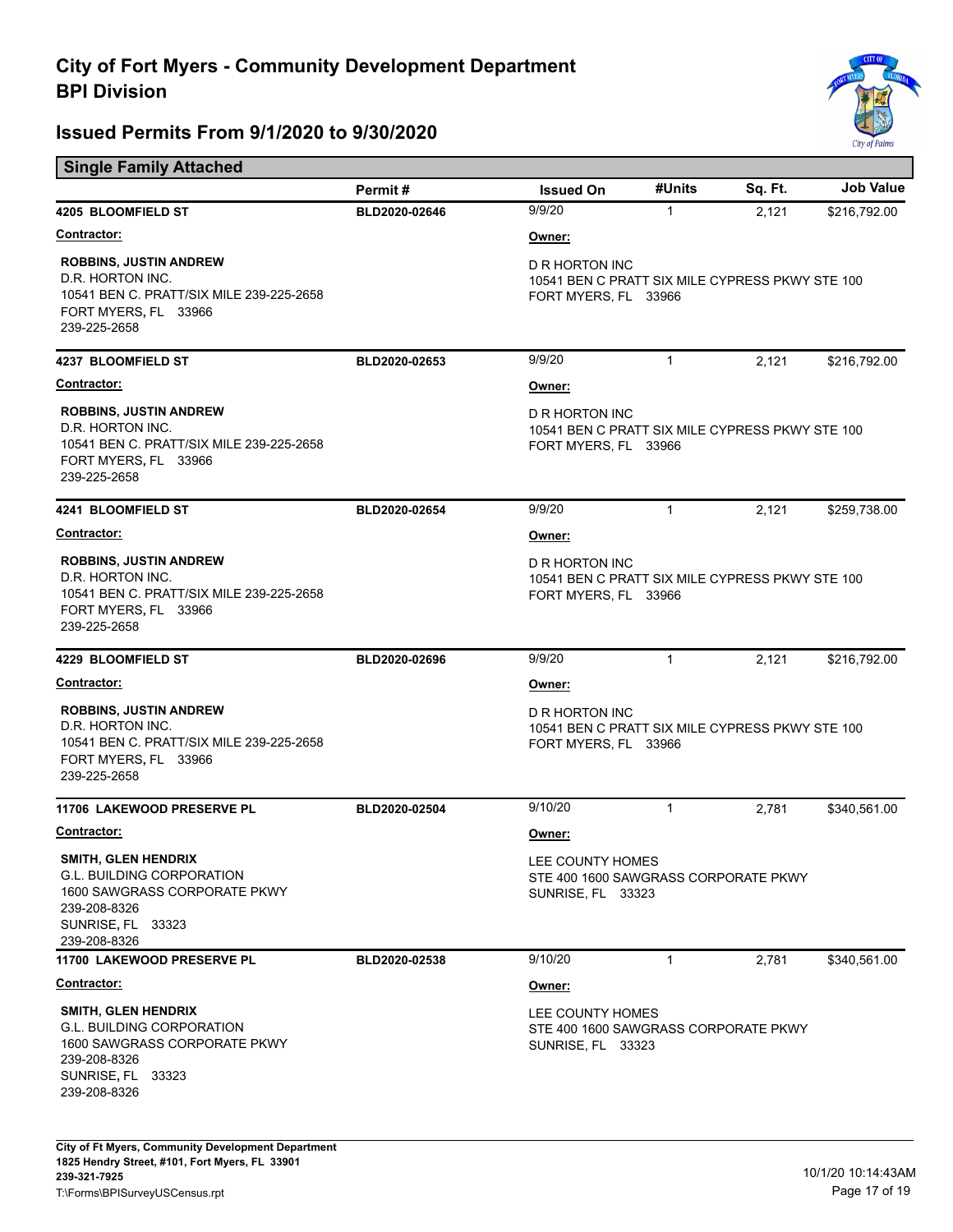# City of Fort Myers - Community Development Department
## BPI Division

## Issued Permits From 9/1/2020 to 9/30/2020

### Single Family Attached

| | Permit # | Issued On | #Units | Sq. Ft. | Job Value |
|---|---|---|---|---|---|
| **4205 BLOOMFIELD ST** | BLD2020-02646 | 9/9/20 | 1 | 2,121 | $216,792.00 |

**Contractor:**
**ROBBINS, JUSTIN ANDREW**
D.R. HORTON INC.
10541 BEN C. PRATT/SIX MILE 239-225-2658
FORT MYERS, FL 33966
239-225-2658

**Owner:**
D R HORTON INC
10541 BEN C PRATT SIX MILE CYPRESS PKWY STE 100
FORT MYERS, FL 33966

| | Permit # | Issued On | #Units | Sq. Ft. | Job Value |
|---|---|---|---|---|---|
| **4237 BLOOMFIELD ST** | BLD2020-02653 | 9/9/20 | 1 | 2,121 | $216,792.00 |

**Contractor:**
**ROBBINS, JUSTIN ANDREW**
D.R. HORTON INC.
10541 BEN C. PRATT/SIX MILE 239-225-2658
FORT MYERS, FL 33966
239-225-2658

**Owner:**
D R HORTON INC
10541 BEN C PRATT SIX MILE CYPRESS PKWY STE 100
FORT MYERS, FL 33966

| | Permit # | Issued On | #Units | Sq. Ft. | Job Value |
|---|---|---|---|---|---|
| **4241 BLOOMFIELD ST** | BLD2020-02654 | 9/9/20 | 1 | 2,121 | $259,738.00 |

**Contractor:**
**ROBBINS, JUSTIN ANDREW**
D.R. HORTON INC.
10541 BEN C. PRATT/SIX MILE 239-225-2658
FORT MYERS, FL 33966
239-225-2658

**Owner:**
D R HORTON INC
10541 BEN C PRATT SIX MILE CYPRESS PKWY STE 100
FORT MYERS, FL 33966

| | Permit # | Issued On | #Units | Sq. Ft. | Job Value |
|---|---|---|---|---|---|
| **4229 BLOOMFIELD ST** | BLD2020-02696 | 9/9/20 | 1 | 2,121 | $216,792.00 |

**Contractor:**
**ROBBINS, JUSTIN ANDREW**
D.R. HORTON INC.
10541 BEN C. PRATT/SIX MILE 239-225-2658
FORT MYERS, FL 33966
239-225-2658

**Owner:**
D R HORTON INC
10541 BEN C PRATT SIX MILE CYPRESS PKWY STE 100
FORT MYERS, FL 33966

| | Permit # | Issued On | #Units | Sq. Ft. | Job Value |
|---|---|---|---|---|---|
| **11706 LAKEWOOD PRESERVE PL** | BLD2020-02504 | 9/10/20 | 1 | 2,781 | $340,561.00 |

**Contractor:**
**SMITH, GLEN HENDRIX**
G.L. BUILDING CORPORATION
1600 SAWGRASS CORPORATE PKWY
239-208-8326
SUNRISE, FL 33323
239-208-8326

**Owner:**
LEE COUNTY HOMES
STE 400 1600 SAWGRASS CORPORATE PKWY
SUNRISE, FL 33323

| | Permit # | Issued On | #Units | Sq. Ft. | Job Value |
|---|---|---|---|---|---|
| **11700 LAKEWOOD PRESERVE PL** | BLD2020-02538 | 9/10/20 | 1 | 2,781 | $340,561.00 |

**Contractor:**
**SMITH, GLEN HENDRIX**
G.L. BUILDING CORPORATION
1600 SAWGRASS CORPORATE PKWY
239-208-8326
SUNRISE, FL 33323
239-208-8326

**Owner:**
LEE COUNTY HOMES
STE 400 1600 SAWGRASS CORPORATE PKWY
SUNRISE, FL 33323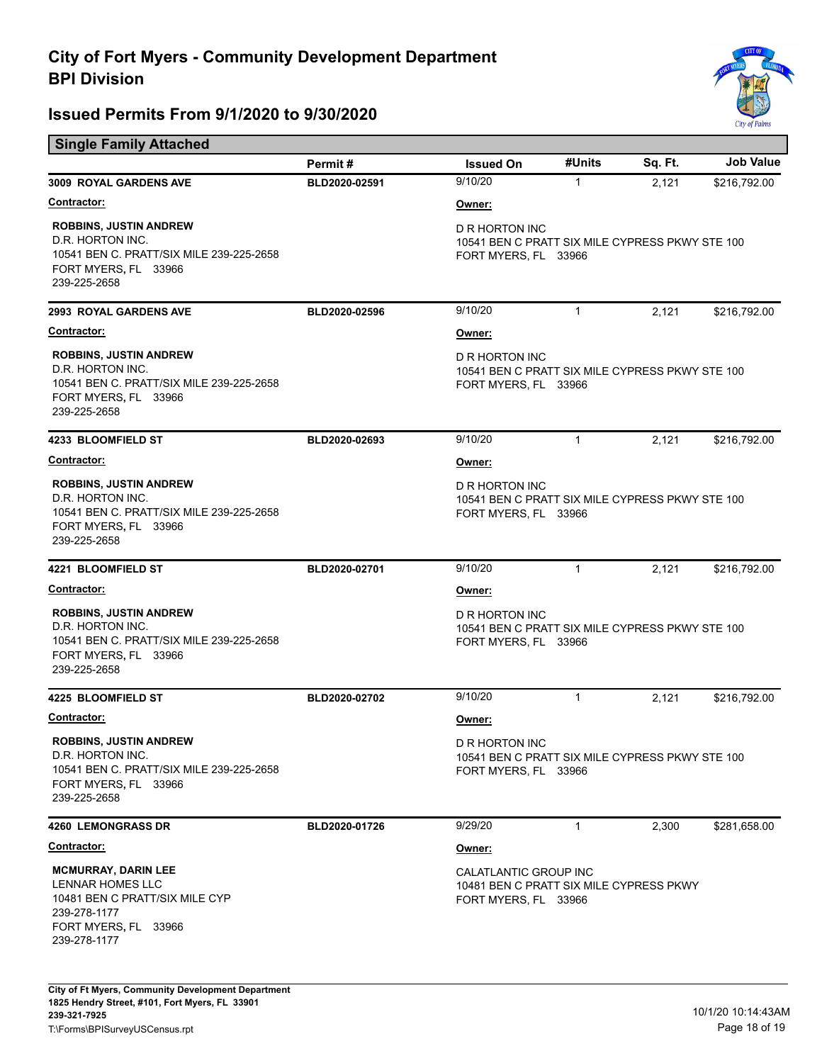# City of Fort Myers - Community Development Department
## BPI Division

## Issued Permits From 9/1/2020 to 9/30/2020

### Single Family Attached

| | Permit # | Issued On | #Units | Sq. Ft. | Job Value |
|---|---|---|---|---|---|
| **3009 ROYAL GARDENS AVE** | **BLD2020-02591** | 9/10/20 | 1 | 2,121 | $216,792.00 |

**Contractor:**

**ROBBINS, JUSTIN ANDREW**
D.R. HORTON INC.
10541 BEN C. PRATT/SIX MILE 239-225-2658
FORT MYERS, FL 33966
239-225-2658

**Owner:**

D R HORTON INC
10541 BEN C PRATT SIX MILE CYPRESS PKWY STE 100
FORT MYERS, FL 33966

| | Permit # | Issued On | #Units | Sq. Ft. | Job Value |
|---|---|---|---|---|---|
| **2993 ROYAL GARDENS AVE** | **BLD2020-02596** | 9/10/20 | 1 | 2,121 | $216,792.00 |

**Contractor:**

**ROBBINS, JUSTIN ANDREW**
D.R. HORTON INC.
10541 BEN C. PRATT/SIX MILE 239-225-2658
FORT MYERS, FL 33966
239-225-2658

**Owner:**

D R HORTON INC
10541 BEN C PRATT SIX MILE CYPRESS PKWY STE 100
FORT MYERS, FL 33966

| | Permit # | Issued On | #Units | Sq. Ft. | Job Value |
|---|---|---|---|---|---|
| **4233 BLOOMFIELD ST** | **BLD2020-02693** | 9/10/20 | 1 | 2,121 | $216,792.00 |

**Contractor:**

**ROBBINS, JUSTIN ANDREW**
D.R. HORTON INC.
10541 BEN C. PRATT/SIX MILE 239-225-2658
FORT MYERS, FL 33966
239-225-2658

**Owner:**

D R HORTON INC
10541 BEN C PRATT SIX MILE CYPRESS PKWY STE 100
FORT MYERS, FL 33966

| | Permit # | Issued On | #Units | Sq. Ft. | Job Value |
|---|---|---|---|---|---|
| **4221 BLOOMFIELD ST** | **BLD2020-02701** | 9/10/20 | 1 | 2,121 | $216,792.00 |

**Contractor:**

**ROBBINS, JUSTIN ANDREW**
D.R. HORTON INC.
10541 BEN C. PRATT/SIX MILE 239-225-2658
FORT MYERS, FL 33966
239-225-2658

**Owner:**

D R HORTON INC
10541 BEN C PRATT SIX MILE CYPRESS PKWY STE 100
FORT MYERS, FL 33966

| | Permit # | Issued On | #Units | Sq. Ft. | Job Value |
|---|---|---|---|---|---|
| **4225 BLOOMFIELD ST** | **BLD2020-02702** | 9/10/20 | 1 | 2,121 | $216,792.00 |

**Contractor:**

**ROBBINS, JUSTIN ANDREW**
D.R. HORTON INC.
10541 BEN C. PRATT/SIX MILE 239-225-2658
FORT MYERS, FL 33966
239-225-2658

**Owner:**

D R HORTON INC
10541 BEN C PRATT SIX MILE CYPRESS PKWY STE 100
FORT MYERS, FL 33966

| | Permit # | Issued On | #Units | Sq. Ft. | Job Value |
|---|---|---|---|---|---|
| **4260 LEMONGRASS DR** | **BLD2020-01726** | 9/29/20 | 1 | 2,300 | $281,658.00 |

**Contractor:**

**MCMURRAY, DARIN LEE**
LENNAR HOMES LLC
10481 BEN C PRATT/SIX MILE CYP
239-278-1177
FORT MYERS, FL 33966
239-278-1177

**Owner:**

CALATLANTIC GROUP INC
10481 BEN C PRATT SIX MILE CYPRESS PKWY
FORT MYERS, FL 33966

City of Ft Myers, Community Development Department
1825 Hendry Street, #101, Fort Myers, FL 33901
239-321-7925
T:\Forms\BPISurveyUSCensus.rpt

10/1/20 10:14:43AM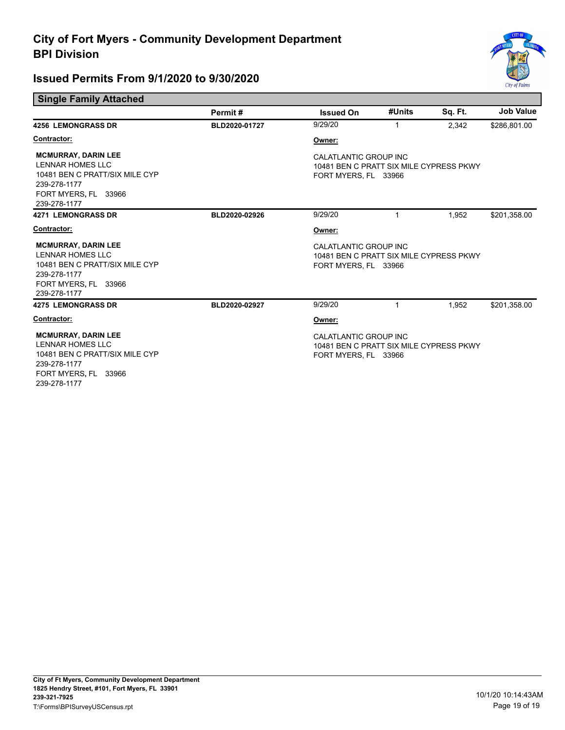# City of Fort Myers - Community Development Department
## BPI Division

## Issued Permits From 9/1/2020 to 9/30/2020

### Single Family Attached

| | Permit # | Issued On | #Units | Sq. Ft. | Job Value |
|---|---|---|---|---|---|
| **4256 LEMONGRASS DR** | **BLD2020-01727** | 9/29/20 | 1 | 2,342 | $286,801.00 |

**Contractor:**

**MCMURRAY, DARIN LEE**
LENNAR HOMES LLC
10481 BEN C PRATT/SIX MILE CYP
239-278-1177
FORT MYERS, FL 33966
239-278-1177

**Owner:**

CALATLANTIC GROUP INC
10481 BEN C PRATT SIX MILE CYPRESS PKWY
FORT MYERS, FL 33966

| | Permit # | Issued On | #Units | Sq. Ft. | Job Value |
|---|---|---|---|---|---|
| **4271 LEMONGRASS DR** | **BLD2020-02926** | 9/29/20 | 1 | 1,952 | $201,358.00 |

**Contractor:**

**MCMURRAY, DARIN LEE**
LENNAR HOMES LLC
10481 BEN C PRATT/SIX MILE CYP
239-278-1177
FORT MYERS, FL 33966
239-278-1177

**Owner:**

CALATLANTIC GROUP INC
10481 BEN C PRATT SIX MILE CYPRESS PKWY
FORT MYERS, FL 33966

| | Permit # | Issued On | #Units | Sq. Ft. | Job Value |
|---|---|---|---|---|---|
| **4275 LEMONGRASS DR** | **BLD2020-02927** | 9/29/20 | 1 | 1,952 | $201,358.00 |

**Contractor:**

**MCMURRAY, DARIN LEE**
LENNAR HOMES LLC
10481 BEN C PRATT/SIX MILE CYP
239-278-1177
FORT MYERS, FL 33966
239-278-1177

**Owner:**

CALATLANTIC GROUP INC
10481 BEN C PRATT SIX MILE CYPRESS PKWY
FORT MYERS, FL 33966